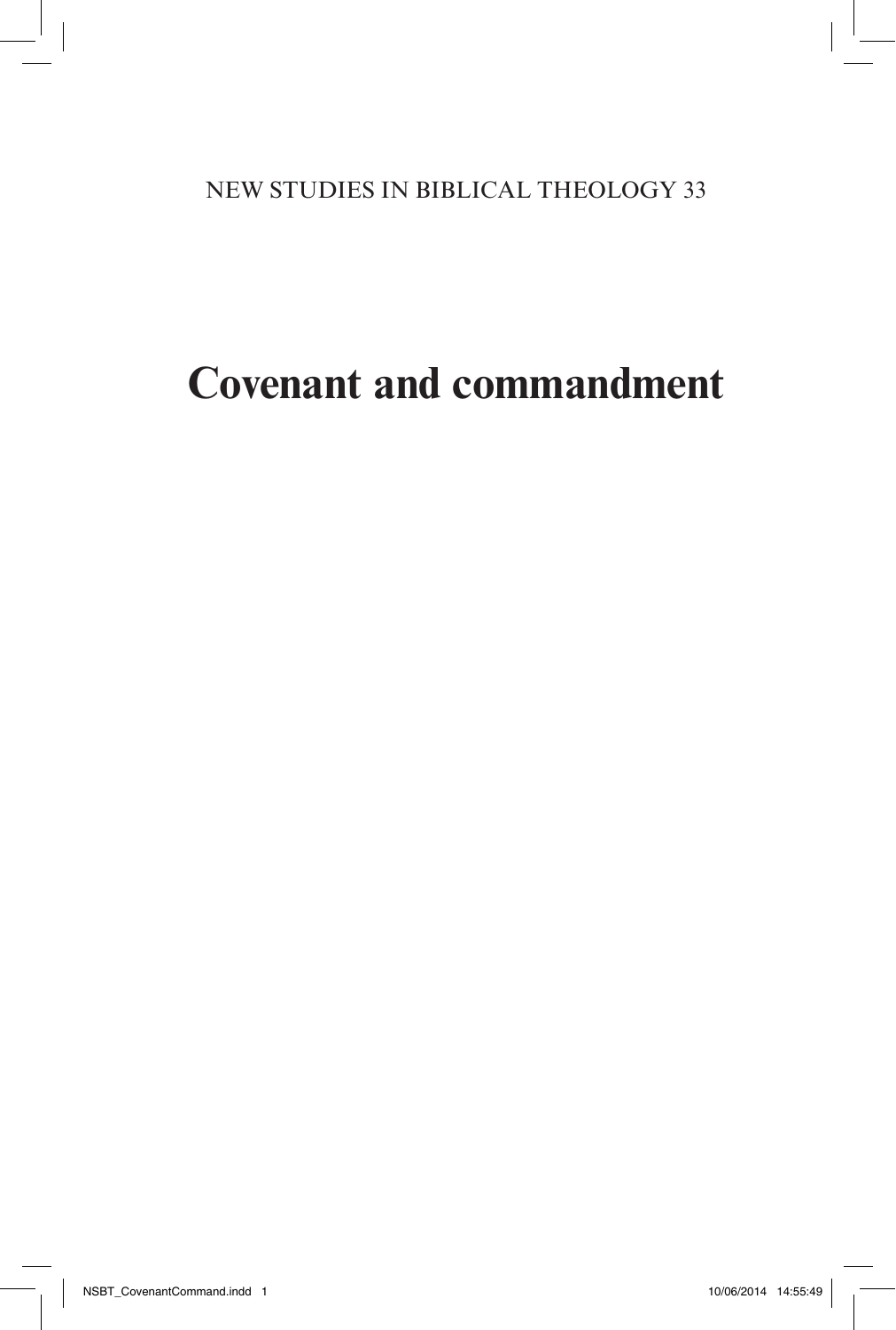NEW STUDIES IN BIBLICAL THEOLOGY 33

# Covenant and commandment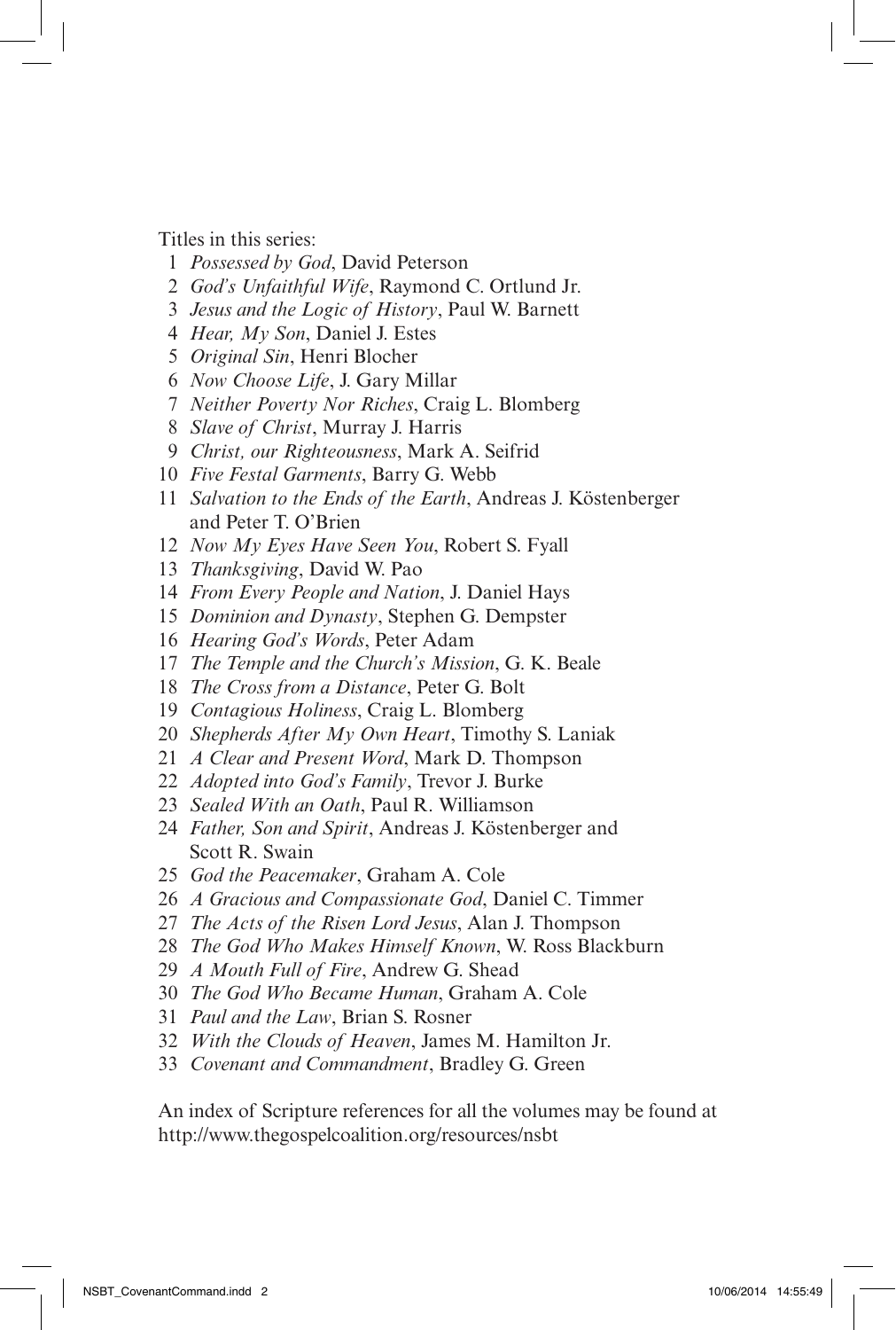Titles in this series:

1. *Possessed by God*, David Peterson
2. *God's Unfaithful Wife*, Raymond C. Ortlund Jr.
3. *Jesus and the Logic of History*, Paul W. Barnett
4. *Hear, My Son*, Daniel J. Estes
5. *Original Sin*, Henri Blocher
6. *Now Choose Life*, J. Gary Millar
7. *Neither Poverty Nor Riches*, Craig L. Blomberg
8. *Slave of Christ*, Murray J. Harris
9. *Christ, our Righteousness*, Mark A. Seifrid
10. *Five Festal Garments*, Barry G. Webb
11. *Salvation to the Ends of the Earth*, Andreas J. Köstenberger and Peter T. O'Brien
12. *Now My Eyes Have Seen You*, Robert S. Fyall
13. *Thanksgiving*, David W. Pao
14. *From Every People and Nation*, J. Daniel Hays
15. *Dominion and Dynasty*, Stephen G. Dempster
16. *Hearing God's Words*, Peter Adam
17. *The Temple and the Church's Mission*, G. K. Beale
18. *The Cross from a Distance*, Peter G. Bolt
19. *Contagious Holiness*, Craig L. Blomberg
20. *Shepherds After My Own Heart*, Timothy S. Laniak
21. *A Clear and Present Word*, Mark D. Thompson
22. *Adopted into God's Family*, Trevor J. Burke
23. *Sealed With an Oath*, Paul R. Williamson
24. *Father, Son and Spirit*, Andreas J. Köstenberger and Scott R. Swain
25. *God the Peacemaker*, Graham A. Cole
26. *A Gracious and Compassionate God*, Daniel C. Timmer
27. *The Acts of the Risen Lord Jesus*, Alan J. Thompson
28. *The God Who Makes Himself Known*, W. Ross Blackburn
29. *A Mouth Full of Fire*, Andrew G. Shead
30. *The God Who Became Human*, Graham A. Cole
31. *Paul and the Law*, Brian S. Rosner
32. *With the Clouds of Heaven*, James M. Hamilton Jr.
33. *Covenant and Commandment*, Bradley G. Green

An index of Scripture references for all the volumes may be found at http://www.thegospelcoalition.org/resources/nsbt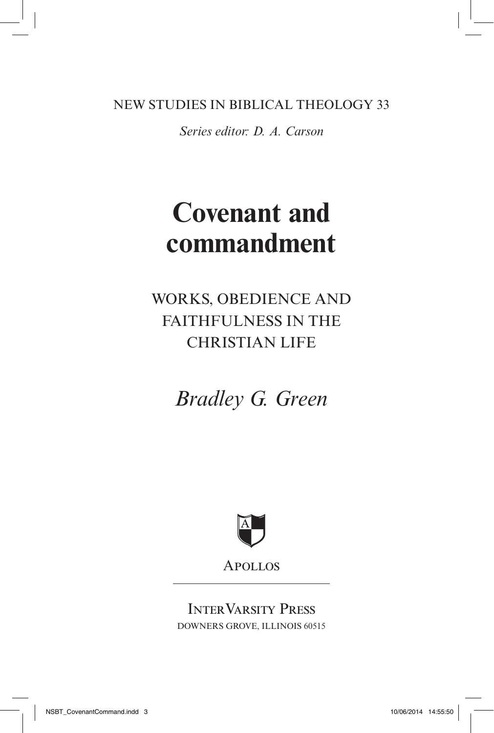NEW STUDIES IN BIBLICAL THEOLOGY 33

*Series editor: D. A. Carson*

# Covenant and commandment

## WORKS, OBEDIENCE AND FAITHFULNESS IN THE CHRISTIAN LIFE

*Bradley G. Green*

APOLLOS

INTERVARSITY PRESS
DOWNERS GROVE, ILLINOIS 60515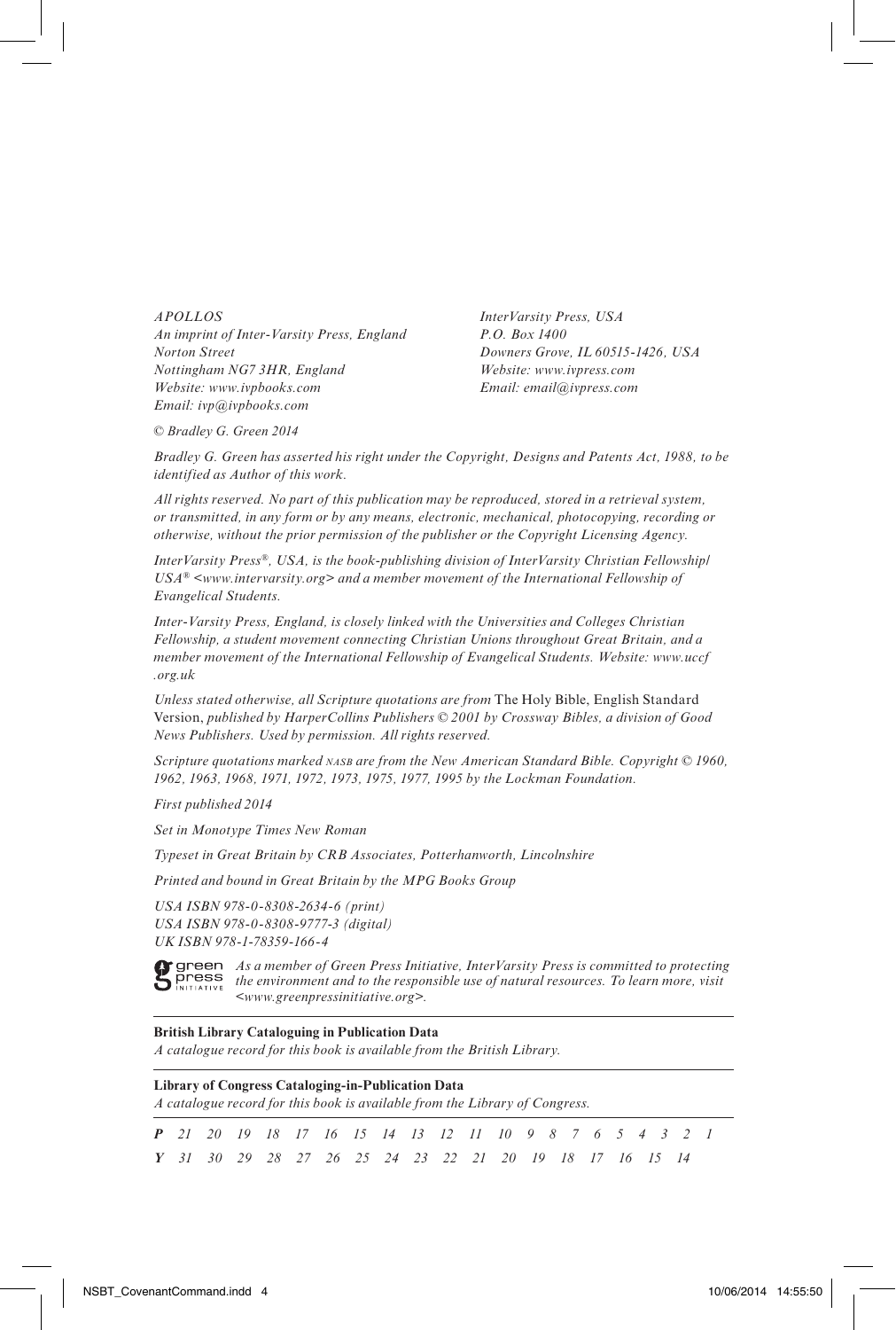*APOLLOS*
*An imprint of Inter-Varsity Press, England*
*Norton Street*
*Nottingham NG7 3HR, England*
*Website: www.ivpbooks.com*
*Email: ivp@ivpbooks.com*

*InterVarsity Press, USA*
*P.O. Box 1400*
*Downers Grove, IL 60515-1426, USA*
*Website: www.ivpress.com*
*Email: email@ivpress.com*

*© Bradley G. Green 2014*

*Bradley G. Green has asserted his right under the Copyright, Designs and Patents Act, 1988, to be identified as Author of this work.*

*All rights reserved. No part of this publication may be reproduced, stored in a retrieval system, or transmitted, in any form or by any means, electronic, mechanical, photocopying, recording or otherwise, without the prior permission of the publisher or the Copyright Licensing Agency.*

*InterVarsity Press®, USA, is the book-publishing division of InterVarsity Christian Fellowship/USA® <www.intervarsity.org> and a member movement of the International Fellowship of Evangelical Students.*

*Inter-Varsity Press, England, is closely linked with the Universities and Colleges Christian Fellowship, a student movement connecting Christian Unions throughout Great Britain, and a member movement of the International Fellowship of Evangelical Students. Website: www.uccf.org.uk*

*Unless stated otherwise, all Scripture quotations are from* The Holy Bible, English Standard Version, *published by HarperCollins Publishers © 2001 by Crossway Bibles, a division of Good News Publishers. Used by permission. All rights reserved.*

*Scripture quotations marked NASB are from the New American Standard Bible. Copyright © 1960, 1962, 1963, 1968, 1971, 1972, 1973, 1975, 1977, 1995 by the Lockman Foundation.*

*First published 2014*

*Set in Monotype Times New Roman*

*Typeset in Great Britain by CRB Associates, Potterhanworth, Lincolnshire*

*Printed and bound in Great Britain by the MPG Books Group*

*USA ISBN 978-0-8308-2634-6 (print)*
*USA ISBN 978-0-8308-9777-3 (digital)*
*UK ISBN 978-1-78359-166-4*

green press INITIATIVE *As a member of Green Press Initiative, InterVarsity Press is committed to protecting the environment and to the responsible use of natural resources. To learn more, visit <www.greenpressinitiative.org>.*

**British Library Cataloguing in Publication Data**
*A catalogue record for this book is available from the British Library.*

**Library of Congress Cataloging-in-Publication Data**
*A catalogue record for this book is available from the Library of Congress.*

***P*** *21 20 19 18 17 16 15 14 13 12 11 10 9 8 7 6 5 4 3 2 1*
***Y*** *31 30 29 28 27 26 25 24 23 22 21 20 19 18 17 16 15 14*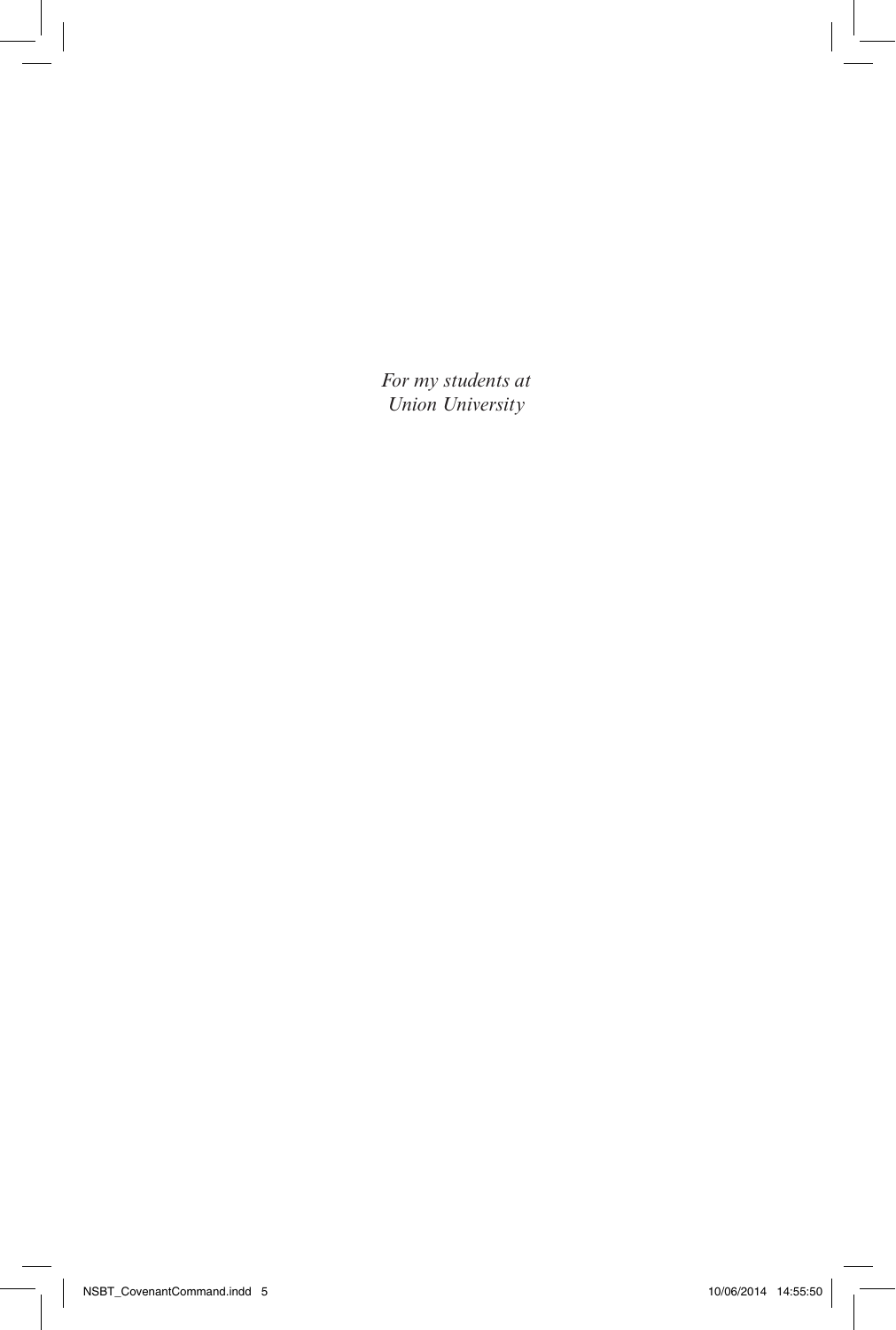*For my students at*
*Union University*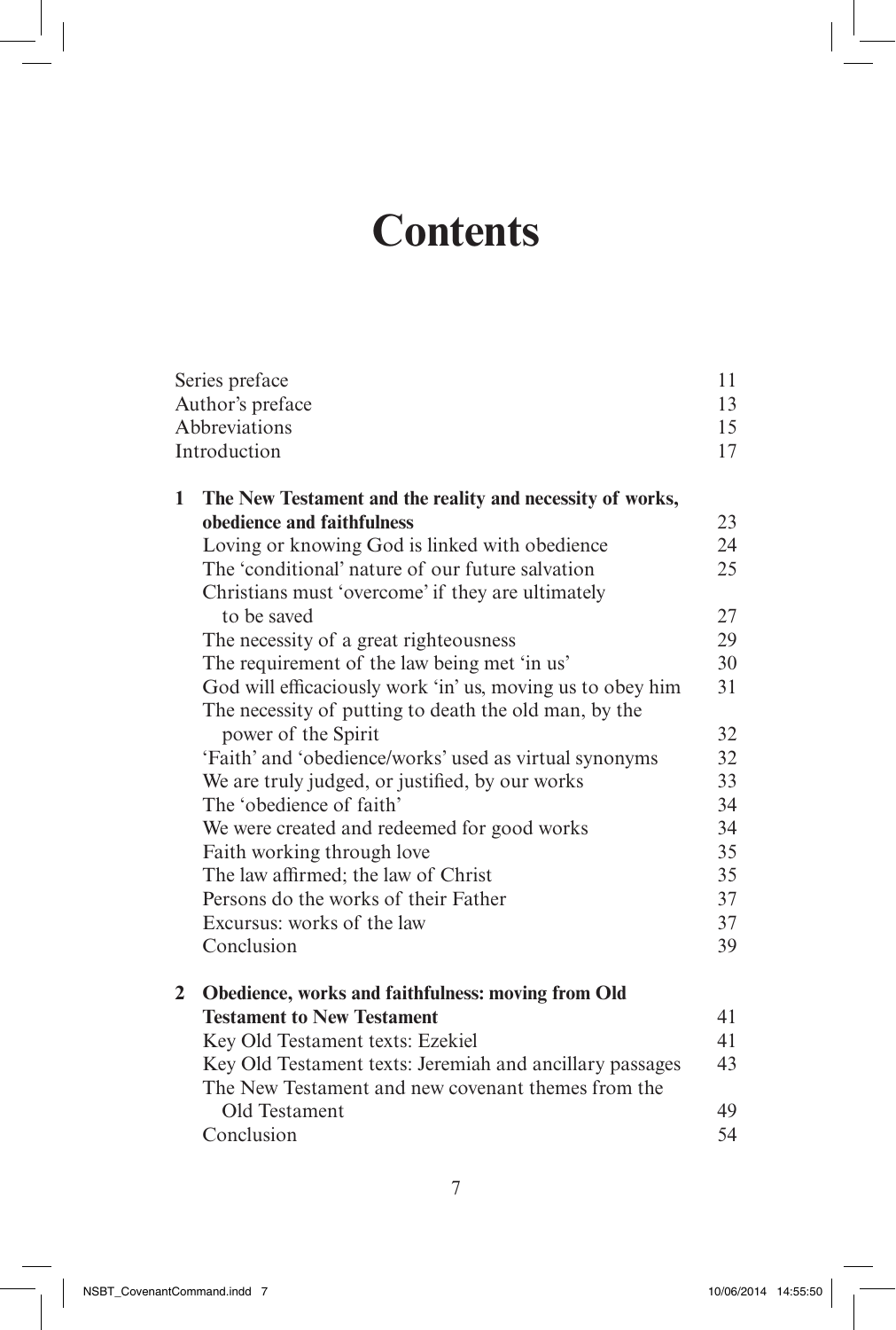# Contents

| | |
|---|---|
| Series preface | 11 |
| Author's preface | 13 |
| Abbreviations | 15 |
| Introduction | 17 |
| **1 The New Testament and the reality and necessity of works, obedience and faithfulness** | 23 |
| Loving or knowing God is linked with obedience | 24 |
| The 'conditional' nature of our future salvation | 25 |
| Christians must 'overcome' if they are ultimately to be saved | 27 |
| The necessity of a great righteousness | 29 |
| The requirement of the law being met 'in us' | 30 |
| God will efficaciously work 'in' us, moving us to obey him | 31 |
| The necessity of putting to death the old man, by the power of the Spirit | 32 |
| 'Faith' and 'obedience/works' used as virtual synonyms | 32 |
| We are truly judged, or justified, by our works | 33 |
| The 'obedience of faith' | 34 |
| We were created and redeemed for good works | 34 |
| Faith working through love | 35 |
| The law affirmed; the law of Christ | 35 |
| Persons do the works of their Father | 37 |
| Excursus: works of the law | 37 |
| Conclusion | 39 |
| **2 Obedience, works and faithfulness: moving from Old Testament to New Testament** | 41 |
| Key Old Testament texts: Ezekiel | 41 |
| Key Old Testament texts: Jeremiah and ancillary passages | 43 |
| The New Testament and new covenant themes from the Old Testament | 49 |
| Conclusion | 54 |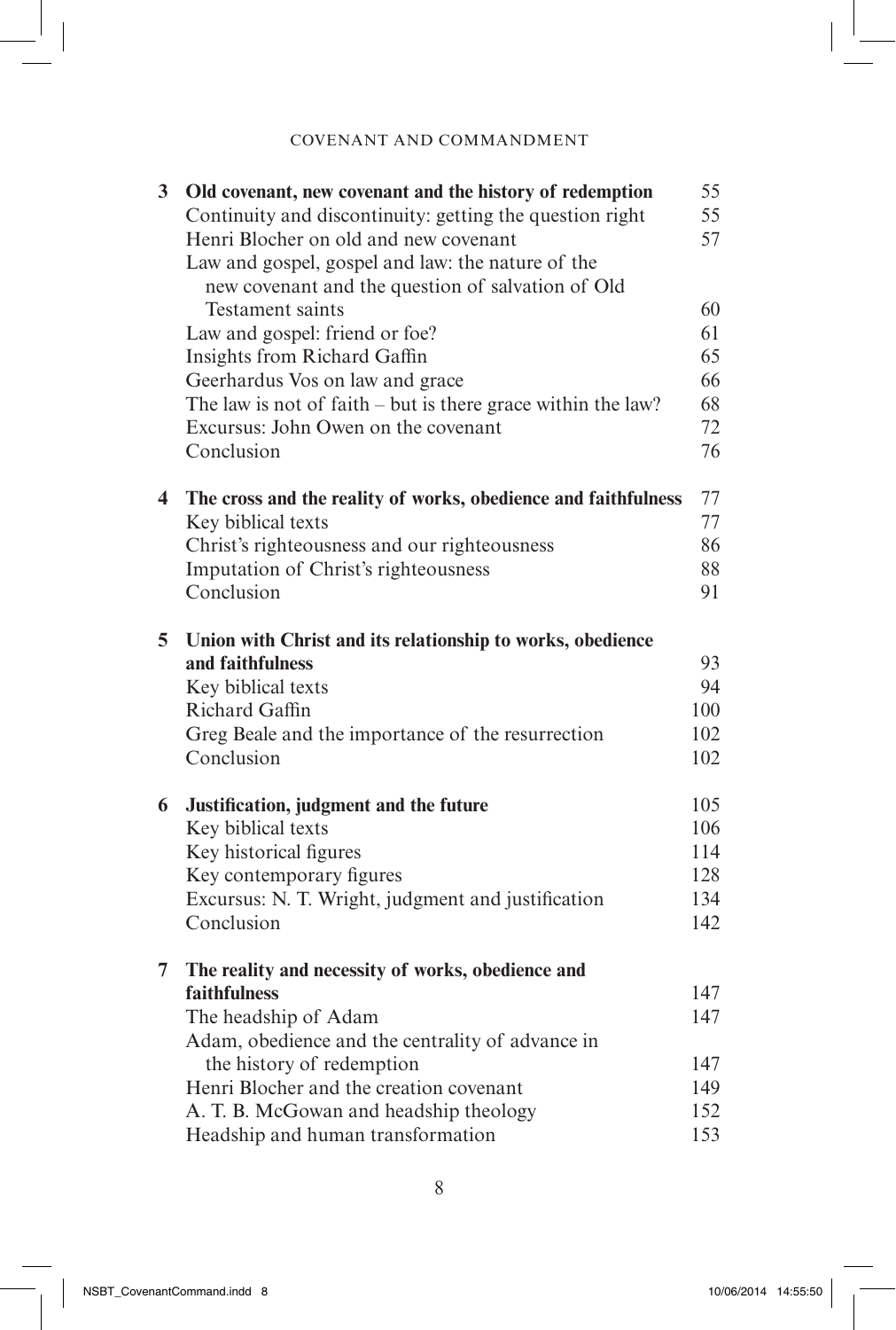| | | |
|---|---|---|
| **3** | **Old covenant, new covenant and the history of redemption** | 55 |
| | Continuity and discontinuity: getting the question right | 55 |
| | Henri Blocher on old and new covenant | 57 |
| | Law and gospel, gospel and law: the nature of the new covenant and the question of salvation of Old Testament saints | 60 |
| | Law and gospel: friend or foe? | 61 |
| | Insights from Richard Gaffin | 65 |
| | Geerhardus Vos on law and grace | 66 |
| | The law is not of faith – but is there grace within the law? | 68 |
| | Excursus: John Owen on the covenant | 72 |
| | Conclusion | 76 |
| **4** | **The cross and the reality of works, obedience and faithfulness** | 77 |
| | Key biblical texts | 77 |
| | Christ's righteousness and our righteousness | 86 |
| | Imputation of Christ's righteousness | 88 |
| | Conclusion | 91 |
| **5** | **Union with Christ and its relationship to works, obedience and faithfulness** | 93 |
| | Key biblical texts | 94 |
| | Richard Gaffin | 100 |
| | Greg Beale and the importance of the resurrection | 102 |
| | Conclusion | 102 |
| **6** | **Justification, judgment and the future** | 105 |
| | Key biblical texts | 106 |
| | Key historical figures | 114 |
| | Key contemporary figures | 128 |
| | Excursus: N. T. Wright, judgment and justification | 134 |
| | Conclusion | 142 |
| **7** | **The reality and necessity of works, obedience and faithfulness** | 147 |
| | The headship of Adam | 147 |
| | Adam, obedience and the centrality of advance in the history of redemption | 147 |
| | Henri Blocher and the creation covenant | 149 |
| | A. T. B. McGowan and headship theology | 152 |
| | Headship and human transformation | 153 |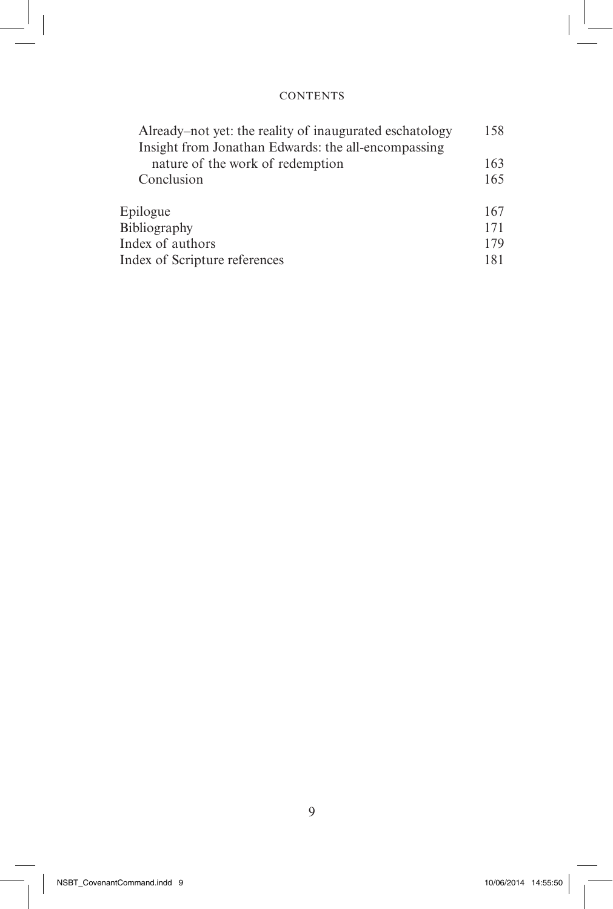Already–not yet: the reality of inaugurated eschatology 158
Insight from Jonathan Edwards: the all-encompassing nature of the work of redemption 163
Conclusion 165

Epilogue 167
Bibliography 171
Index of authors 179
Index of Scripture references 181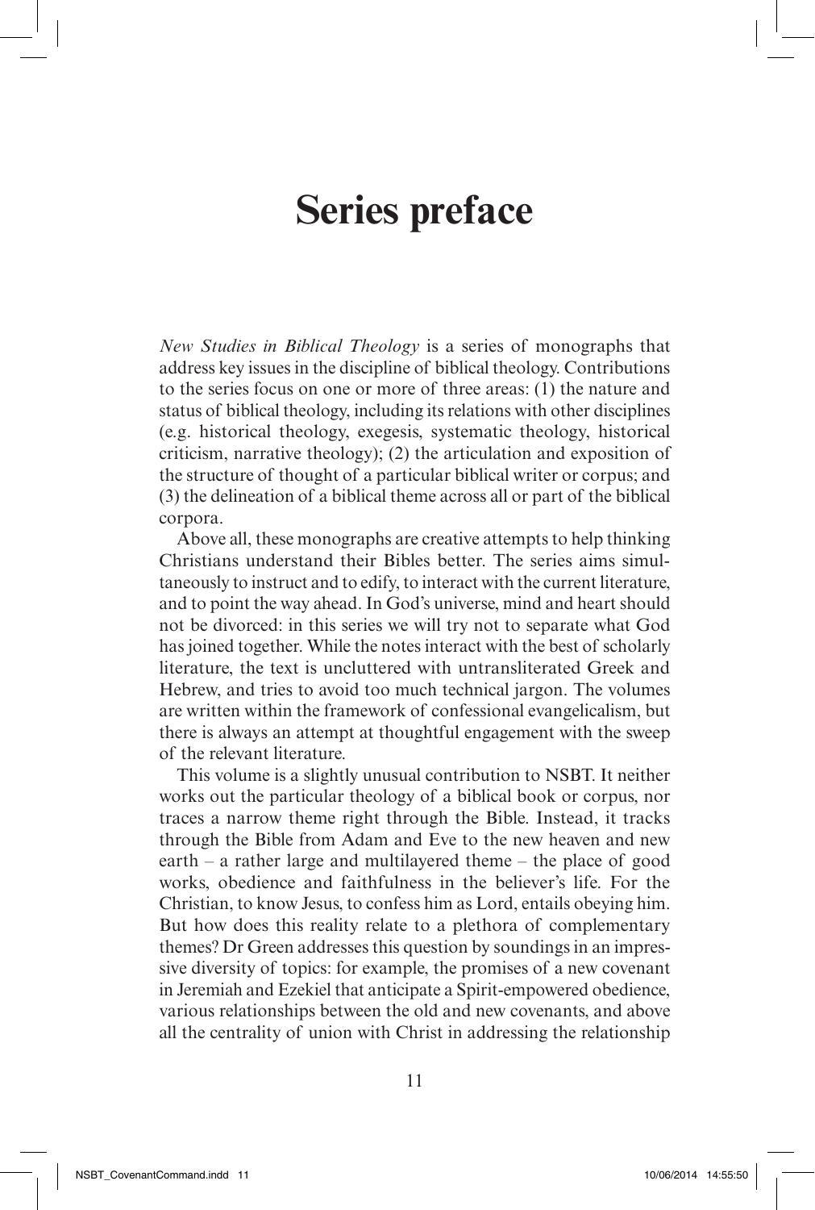# Series preface

*New Studies in Biblical Theology* is a series of monographs that address key issues in the discipline of biblical theology. Contributions to the series focus on one or more of three areas: (1) the nature and status of biblical theology, including its relations with other disciplines (e.g. historical theology, exegesis, systematic theology, historical criticism, narrative theology); (2) the articulation and exposition of the structure of thought of a particular biblical writer or corpus; and (3) the delineation of a biblical theme across all or part of the biblical corpora.

Above all, these monographs are creative attempts to help thinking Christians understand their Bibles better. The series aims simultaneously to instruct and to edify, to interact with the current literature, and to point the way ahead. In God's universe, mind and heart should not be divorced: in this series we will try not to separate what God has joined together. While the notes interact with the best of scholarly literature, the text is uncluttered with untransliterated Greek and Hebrew, and tries to avoid too much technical jargon. The volumes are written within the framework of confessional evangelicalism, but there is always an attempt at thoughtful engagement with the sweep of the relevant literature.

This volume is a slightly unusual contribution to NSBT. It neither works out the particular theology of a biblical book or corpus, nor traces a narrow theme right through the Bible. Instead, it tracks through the Bible from Adam and Eve to the new heaven and new earth – a rather large and multilayered theme – the place of good works, obedience and faithfulness in the believer's life. For the Christian, to know Jesus, to confess him as Lord, entails obeying him. But how does this reality relate to a plethora of complementary themes? Dr Green addresses this question by soundings in an impressive diversity of topics: for example, the promises of a new covenant in Jeremiah and Ezekiel that anticipate a Spirit-empowered obedience, various relationships between the old and new covenants, and above all the centrality of union with Christ in addressing the relationship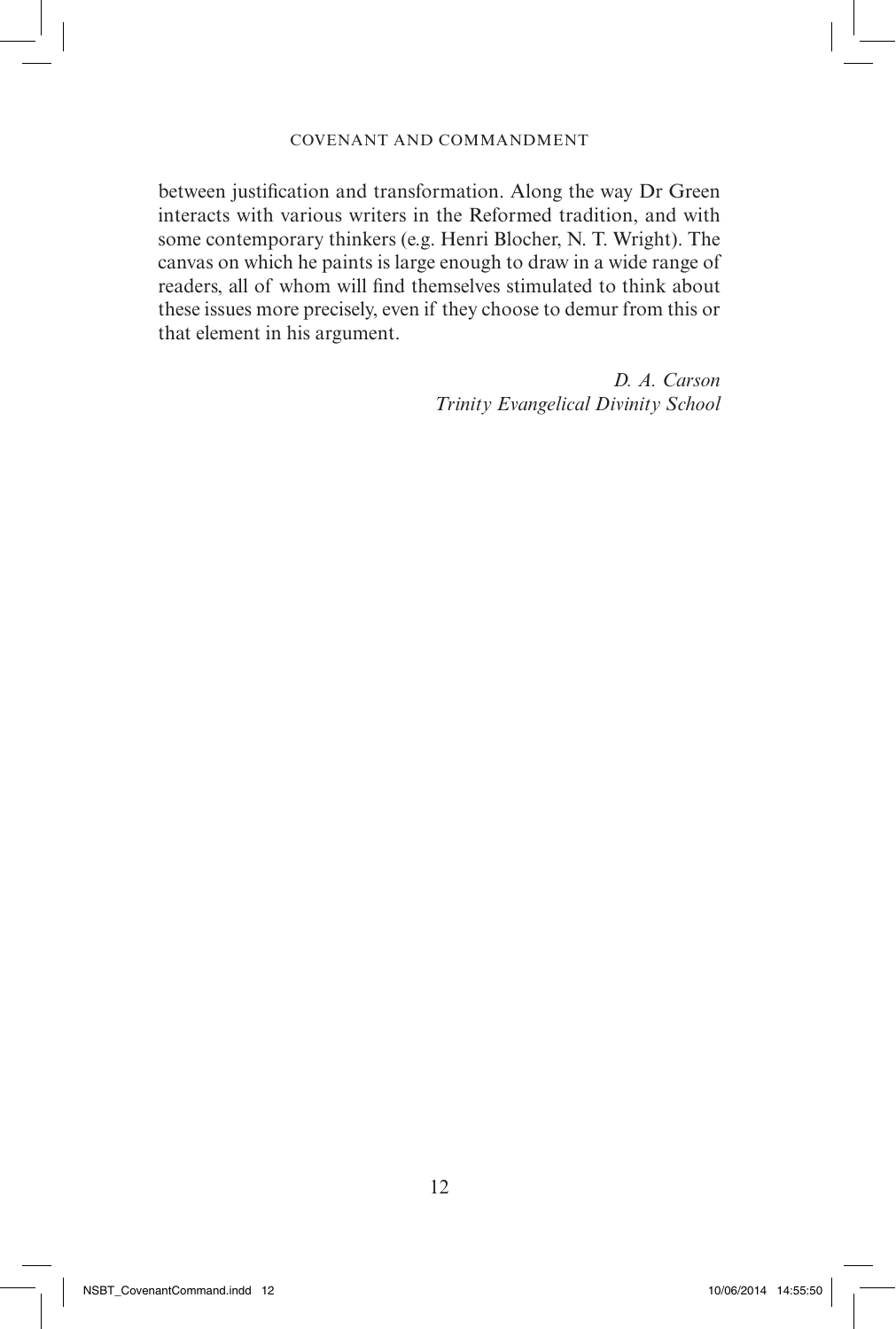between justification and transformation. Along the way Dr Green interacts with various writers in the Reformed tradition, and with some contemporary thinkers (e.g. Henri Blocher, N. T. Wright). The canvas on which he paints is large enough to draw in a wide range of readers, all of whom will find themselves stimulated to think about these issues more precisely, even if they choose to demur from this or that element in his argument.

*D. A. Carson*
*Trinity Evangelical Divinity School*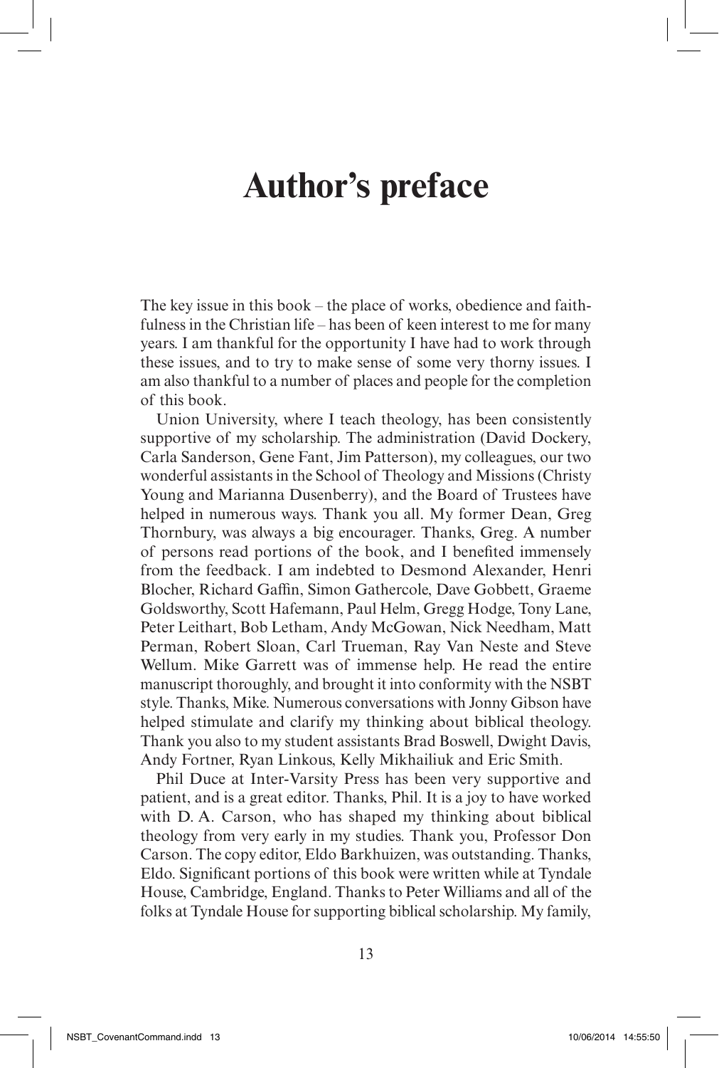# Author's preface

The key issue in this book – the place of works, obedience and faithfulness in the Christian life – has been of keen interest to me for many years. I am thankful for the opportunity I have had to work through these issues, and to try to make sense of some very thorny issues. I am also thankful to a number of places and people for the completion of this book.

Union University, where I teach theology, has been consistently supportive of my scholarship. The administration (David Dockery, Carla Sanderson, Gene Fant, Jim Patterson), my colleagues, our two wonderful assistants in the School of Theology and Missions (Christy Young and Marianna Dusenberry), and the Board of Trustees have helped in numerous ways. Thank you all. My former Dean, Greg Thornbury, was always a big encourager. Thanks, Greg. A number of persons read portions of the book, and I benefited immensely from the feedback. I am indebted to Desmond Alexander, Henri Blocher, Richard Gaffin, Simon Gathercole, Dave Gobbett, Graeme Goldsworthy, Scott Hafemann, Paul Helm, Gregg Hodge, Tony Lane, Peter Leithart, Bob Letham, Andy McGowan, Nick Needham, Matt Perman, Robert Sloan, Carl Trueman, Ray Van Neste and Steve Wellum. Mike Garrett was of immense help. He read the entire manuscript thoroughly, and brought it into conformity with the NSBT style. Thanks, Mike. Numerous conversations with Jonny Gibson have helped stimulate and clarify my thinking about biblical theology. Thank you also to my student assistants Brad Boswell, Dwight Davis, Andy Fortner, Ryan Linkous, Kelly Mikhailiuk and Eric Smith.

Phil Duce at Inter-Varsity Press has been very supportive and patient, and is a great editor. Thanks, Phil. It is a joy to have worked with D. A. Carson, who has shaped my thinking about biblical theology from very early in my studies. Thank you, Professor Don Carson. The copy editor, Eldo Barkhuizen, was outstanding. Thanks, Eldo. Significant portions of this book were written while at Tyndale House, Cambridge, England. Thanks to Peter Williams and all of the folks at Tyndale House for supporting biblical scholarship. My family,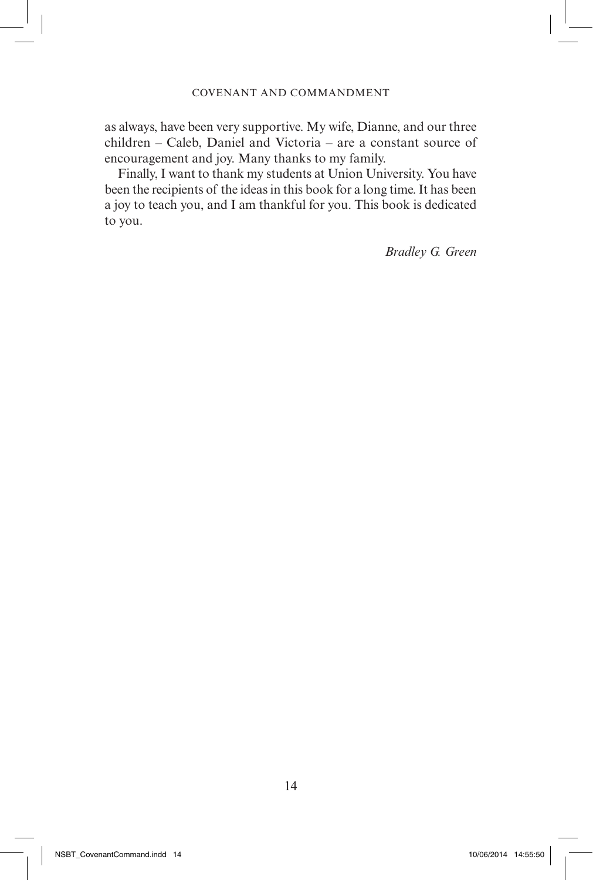as always, have been very supportive. My wife, Dianne, and our three children – Caleb, Daniel and Victoria – are a constant source of encouragement and joy. Many thanks to my family.

Finally, I want to thank my students at Union University. You have been the recipients of the ideas in this book for a long time. It has been a joy to teach you, and I am thankful for you. This book is dedicated to you.

*Bradley G. Green*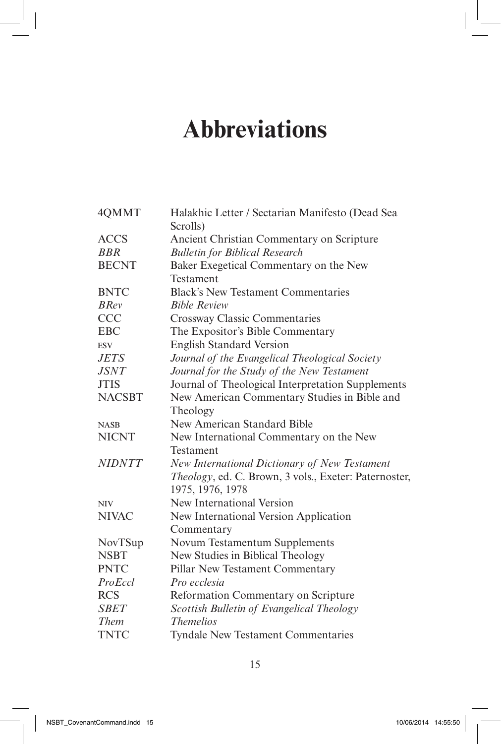# Abbreviations

| | |
|---|---|
| 4QMMT | Halakhic Letter / Sectarian Manifesto (Dead Sea Scrolls) |
| ACCS | Ancient Christian Commentary on Scripture |
| *BBR* | *Bulletin for Biblical Research* |
| BECNT | Baker Exegetical Commentary on the New Testament |
| BNTC | Black's New Testament Commentaries |
| *BRev* | *Bible Review* |
| CCC | Crossway Classic Commentaries |
| EBC | The Expositor's Bible Commentary |
| ESV | English Standard Version |
| *JETS* | *Journal of the Evangelical Theological Society* |
| *JSNT* | *Journal for the Study of the New Testament* |
| JTIS | Journal of Theological Interpretation Supplements |
| NACSBT | New American Commentary Studies in Bible and Theology |
| NASB | New American Standard Bible |
| NICNT | New International Commentary on the New Testament |
| *NIDNTT* | *New International Dictionary of New Testament Theology*, ed. C. Brown, 3 vols., Exeter: Paternoster, 1975, 1976, 1978 |
| NIV | New International Version |
| NIVAC | New International Version Application Commentary |
| NovTSup | Novum Testamentum Supplements |
| NSBT | New Studies in Biblical Theology |
| PNTC | Pillar New Testament Commentary |
| *ProEccl* | *Pro ecclesia* |
| RCS | Reformation Commentary on Scripture |
| *SBET* | *Scottish Bulletin of Evangelical Theology* |
| *Them* | *Themelios* |
| TNTC | Tyndale New Testament Commentaries |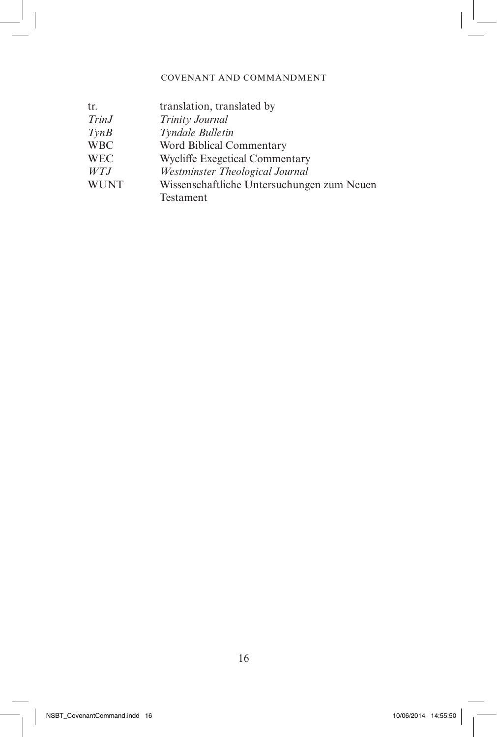| | |
|---|---|
| tr. | translation, translated by |
| *TrinJ* | *Trinity Journal* |
| *TynB* | *Tyndale Bulletin* |
| WBC | Word Biblical Commentary |
| WEC | Wycliffe Exegetical Commentary |
| *WTJ* | *Westminster Theological Journal* |
| WUNT | Wissenschaftliche Untersuchungen zum Neuen Testament |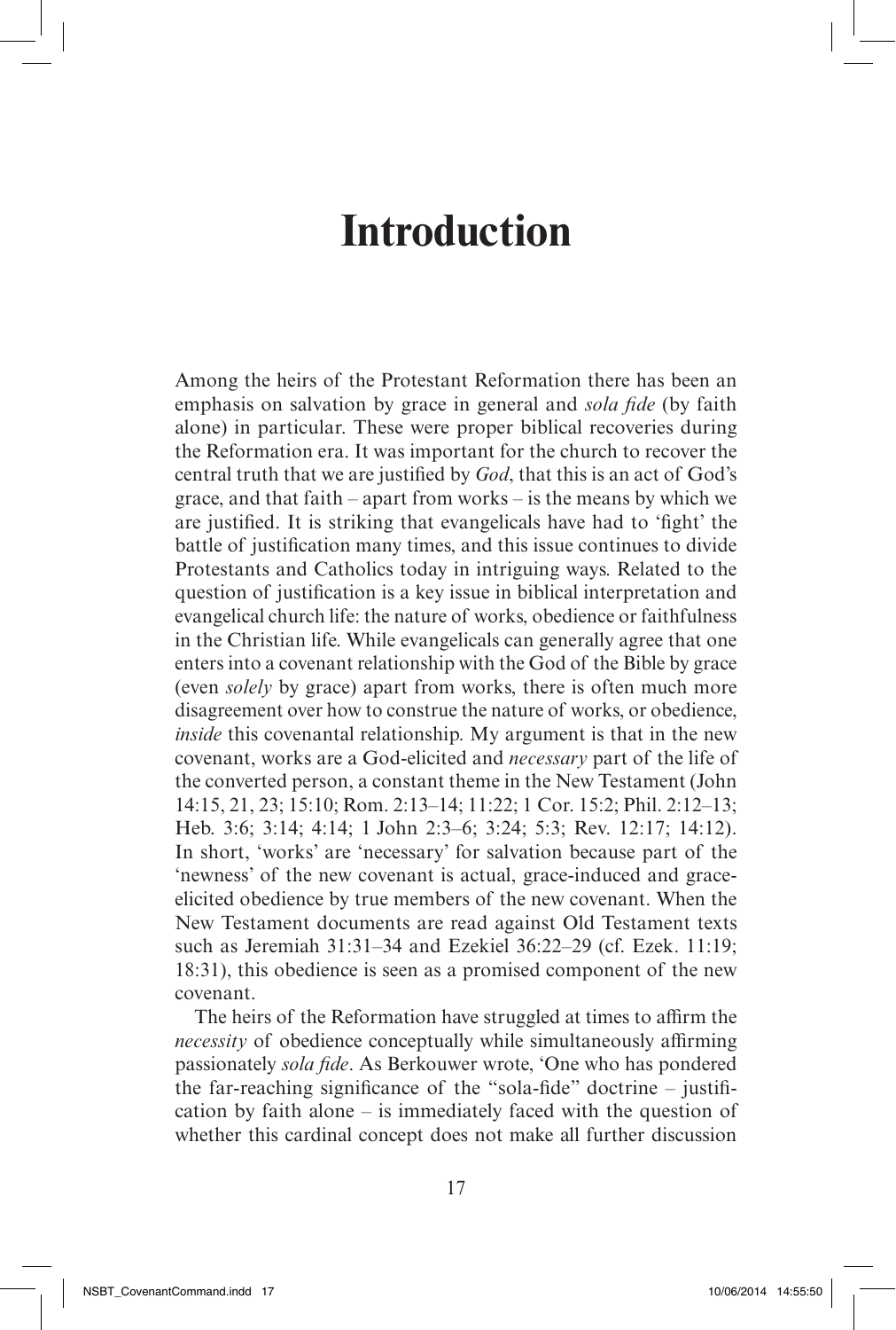# Introduction

Among the heirs of the Protestant Reformation there has been an emphasis on salvation by grace in general and *sola fide* (by faith alone) in particular. These were proper biblical recoveries during the Reformation era. It was important for the church to recover the central truth that we are justified by *God*, that this is an act of God's grace, and that faith – apart from works – is the means by which we are justified. It is striking that evangelicals have had to 'fight' the battle of justification many times, and this issue continues to divide Protestants and Catholics today in intriguing ways. Related to the question of justification is a key issue in biblical interpretation and evangelical church life: the nature of works, obedience or faithfulness in the Christian life. While evangelicals can generally agree that one enters into a covenant relationship with the God of the Bible by grace (even *solely* by grace) apart from works, there is often much more disagreement over how to construe the nature of works, or obedience, *inside* this covenantal relationship. My argument is that in the new covenant, works are a God-elicited and *necessary* part of the life of the converted person, a constant theme in the New Testament (John 14:15, 21, 23; 15:10; Rom. 2:13–14; 11:22; 1 Cor. 15:2; Phil. 2:12–13; Heb. 3:6; 3:14; 4:14; 1 John 2:3–6; 3:24; 5:3; Rev. 12:17; 14:12). In short, 'works' are 'necessary' for salvation because part of the 'newness' of the new covenant is actual, grace-induced and grace-elicited obedience by true members of the new covenant. When the New Testament documents are read against Old Testament texts such as Jeremiah 31:31–34 and Ezekiel 36:22–29 (cf. Ezek. 11:19; 18:31), this obedience is seen as a promised component of the new covenant.

The heirs of the Reformation have struggled at times to affirm the *necessity* of obedience conceptually while simultaneously affirming passionately *sola fide*. As Berkouwer wrote, 'One who has pondered the far-reaching significance of the "sola-fide" doctrine – justification by faith alone – is immediately faced with the question of whether this cardinal concept does not make all further discussion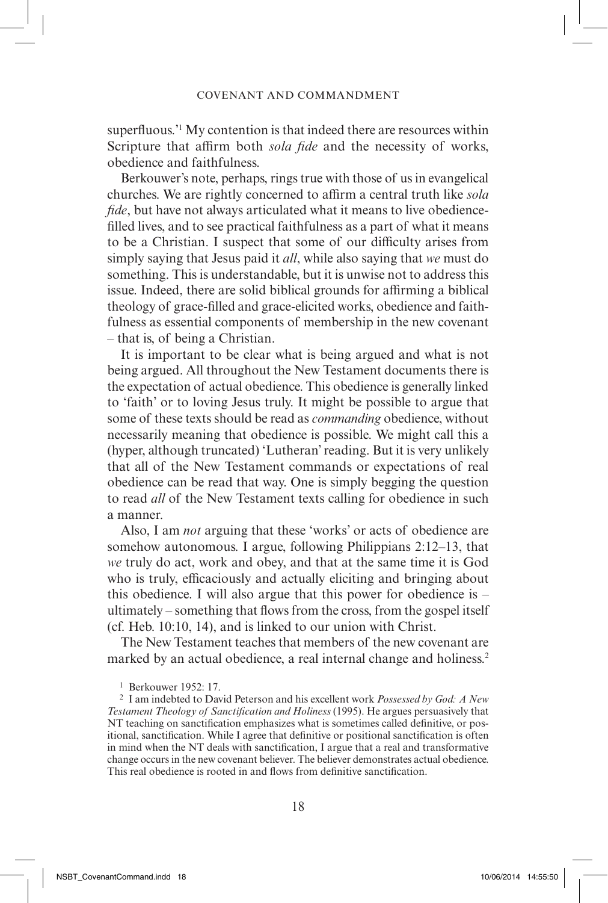superfluous.'[1] My contention is that indeed there are resources within Scripture that affirm both *sola fide* and the necessity of works, obedience and faithfulness.

Berkouwer's note, perhaps, rings true with those of us in evangelical churches. We are rightly concerned to affirm a central truth like *sola fide*, but have not always articulated what it means to live obedience-filled lives, and to see practical faithfulness as a part of what it means to be a Christian. I suspect that some of our difficulty arises from simply saying that Jesus paid it *all*, while also saying that *we* must do something. This is understandable, but it is unwise not to address this issue. Indeed, there are solid biblical grounds for affirming a biblical theology of grace-filled and grace-elicited works, obedience and faithfulness as essential components of membership in the new covenant – that is, of being a Christian.

It is important to be clear what is being argued and what is not being argued. All throughout the New Testament documents there is the expectation of actual obedience. This obedience is generally linked to 'faith' or to loving Jesus truly. It might be possible to argue that some of these texts should be read as *commanding* obedience, without necessarily meaning that obedience is possible. We might call this a (hyper, although truncated) 'Lutheran' reading. But it is very unlikely that all of the New Testament commands or expectations of real obedience can be read that way. One is simply begging the question to read *all* of the New Testament texts calling for obedience in such a manner.

Also, I am *not* arguing that these 'works' or acts of obedience are somehow autonomous. I argue, following Philippians 2:12–13, that *we* truly do act, work and obey, and that at the same time it is God who is truly, efficaciously and actually eliciting and bringing about this obedience. I will also argue that this power for obedience is – ultimately – something that flows from the cross, from the gospel itself (cf. Heb. 10:10, 14), and is linked to our union with Christ.

The New Testament teaches that members of the new covenant are marked by an actual obedience, a real internal change and holiness.[2]

[1] Berkouwer 1952: 17.

[2] I am indebted to David Peterson and his excellent work *Possessed by God: A New Testament Theology of Sanctification and Holiness* (1995). He argues persuasively that NT teaching on sanctification emphasizes what is sometimes called definitive, or positional, sanctification. While I agree that definitive or positional sanctification is often in mind when the NT deals with sanctification, I argue that a real and transformative change occurs in the new covenant believer. The believer demonstrates actual obedience. This real obedience is rooted in and flows from definitive sanctification.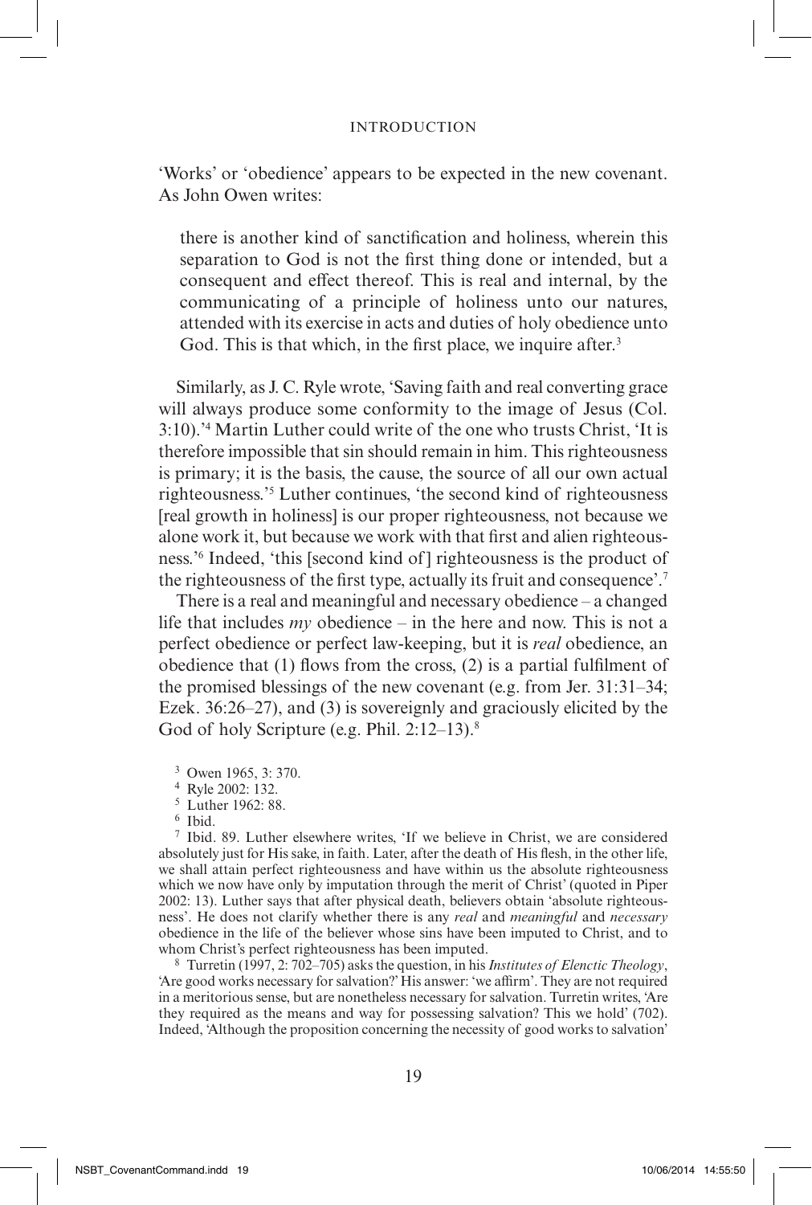'Works' or 'obedience' appears to be expected in the new covenant. As John Owen writes:

> there is another kind of sanctification and holiness, wherein this separation to God is not the first thing done or intended, but a consequent and effect thereof. This is real and internal, by the communicating of a principle of holiness unto our natures, attended with its exercise in acts and duties of holy obedience unto God. This is that which, in the first place, we inquire after.[3]

Similarly, as J. C. Ryle wrote, 'Saving faith and real converting grace will always produce some conformity to the image of Jesus (Col. 3:10).'[4] Martin Luther could write of the one who trusts Christ, 'It is therefore impossible that sin should remain in him. This righteousness is primary; it is the basis, the cause, the source of all our own actual righteousness.'[5] Luther continues, 'the second kind of righteousness [real growth in holiness] is our proper righteousness, not because we alone work it, but because we work with that first and alien righteousness.'[6] Indeed, 'this [second kind of] righteousness is the product of the righteousness of the first type, actually its fruit and consequence'.[7]

There is a real and meaningful and necessary obedience – a changed life that includes *my* obedience – in the here and now. This is not a perfect obedience or perfect law-keeping, but it is *real* obedience, an obedience that (1) flows from the cross, (2) is a partial fulfilment of the promised blessings of the new covenant (e.g. from Jer. 31:31–34; Ezek. 36:26–27), and (3) is sovereignly and graciously elicited by the God of holy Scripture (e.g. Phil. 2:12–13).[8]

[3] Owen 1965, 3: 370.

[4] Ryle 2002: 132.

[5] Luther 1962: 88.

[6] Ibid.

[7] Ibid. 89. Luther elsewhere writes, 'If we believe in Christ, we are considered absolutely just for His sake, in faith. Later, after the death of His flesh, in the other life, we shall attain perfect righteousness and have within us the absolute righteousness which we now have only by imputation through the merit of Christ' (quoted in Piper 2002: 13). Luther says that after physical death, believers obtain 'absolute righteousness'. He does not clarify whether there is any *real* and *meaningful* and *necessary* obedience in the life of the believer whose sins have been imputed to Christ, and to whom Christ's perfect righteousness has been imputed.

[8] Turretin (1997, 2: 702–705) asks the question, in his *Institutes of Elenctic Theology*, 'Are good works necessary for salvation?' His answer: 'we affirm'. They are not required in a meritorious sense, but are nonetheless necessary for salvation. Turretin writes, 'Are they required as the means and way for possessing salvation? This we hold' (702). Indeed, 'Although the proposition concerning the necessity of good works to salvation'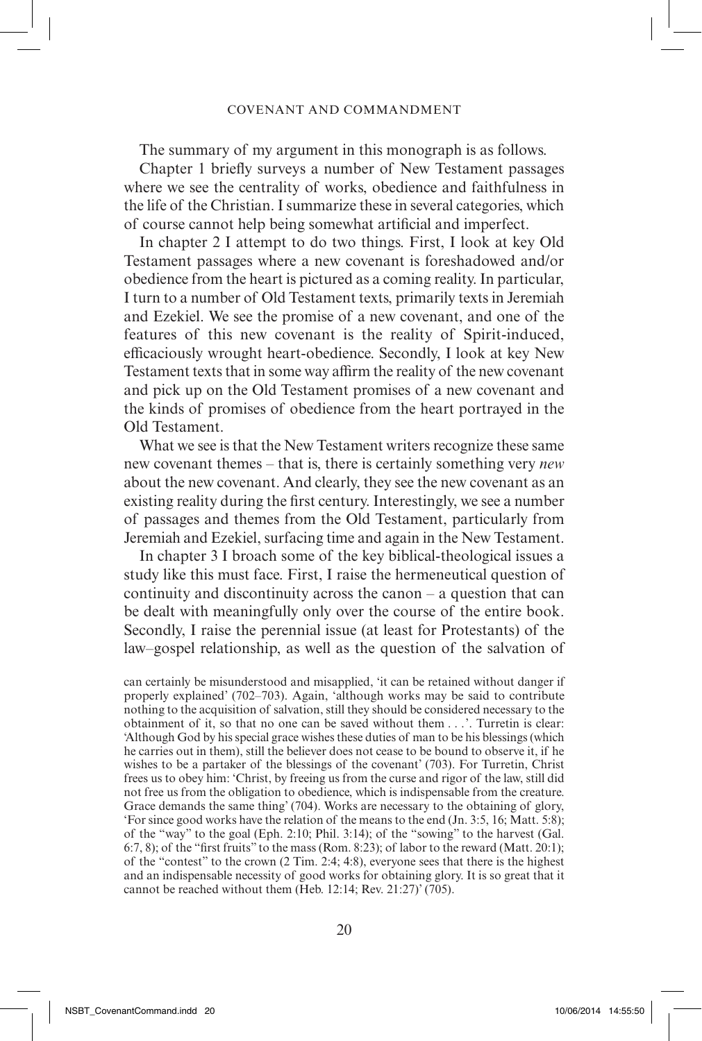The summary of my argument in this monograph is as follows.

Chapter 1 briefly surveys a number of New Testament passages where we see the centrality of works, obedience and faithfulness in the life of the Christian. I summarize these in several categories, which of course cannot help being somewhat artificial and imperfect.

In chapter 2 I attempt to do two things. First, I look at key Old Testament passages where a new covenant is foreshadowed and/or obedience from the heart is pictured as a coming reality. In particular, I turn to a number of Old Testament texts, primarily texts in Jeremiah and Ezekiel. We see the promise of a new covenant, and one of the features of this new covenant is the reality of Spirit-induced, efficaciously wrought heart-obedience. Secondly, I look at key New Testament texts that in some way affirm the reality of the new covenant and pick up on the Old Testament promises of a new covenant and the kinds of promises of obedience from the heart portrayed in the Old Testament.

What we see is that the New Testament writers recognize these same new covenant themes – that is, there is certainly something very *new* about the new covenant. And clearly, they see the new covenant as an existing reality during the first century. Interestingly, we see a number of passages and themes from the Old Testament, particularly from Jeremiah and Ezekiel, surfacing time and again in the New Testament.

In chapter 3 I broach some of the key biblical-theological issues a study like this must face. First, I raise the hermeneutical question of continuity and discontinuity across the canon – a question that can be dealt with meaningfully only over the course of the entire book. Secondly, I raise the perennial issue (at least for Protestants) of the law–gospel relationship, as well as the question of the salvation of

can certainly be misunderstood and misapplied, 'it can be retained without danger if properly explained' (702–703). Again, 'although works may be said to contribute nothing to the acquisition of salvation, still they should be considered necessary to the obtainment of it, so that no one can be saved without them . . .'. Turretin is clear: 'Although God by his special grace wishes these duties of man to be his blessings (which he carries out in them), still the believer does not cease to be bound to observe it, if he wishes to be a partaker of the blessings of the covenant' (703). For Turretin, Christ frees us to obey him: 'Christ, by freeing us from the curse and rigor of the law, still did not free us from the obligation to obedience, which is indispensable from the creature. Grace demands the same thing' (704). Works are necessary to the obtaining of glory, 'For since good works have the relation of the means to the end (Jn. 3:5, 16; Matt. 5:8); of the "way" to the goal (Eph. 2:10; Phil. 3:14); of the "sowing" to the harvest (Gal. 6:7, 8); of the "first fruits" to the mass (Rom. 8:23); of labor to the reward (Matt. 20:1); of the "contest" to the crown (2 Tim. 2:4; 4:8), everyone sees that there is the highest and an indispensable necessity of good works for obtaining glory. It is so great that it cannot be reached without them (Heb. 12:14; Rev. 21:27)' (705).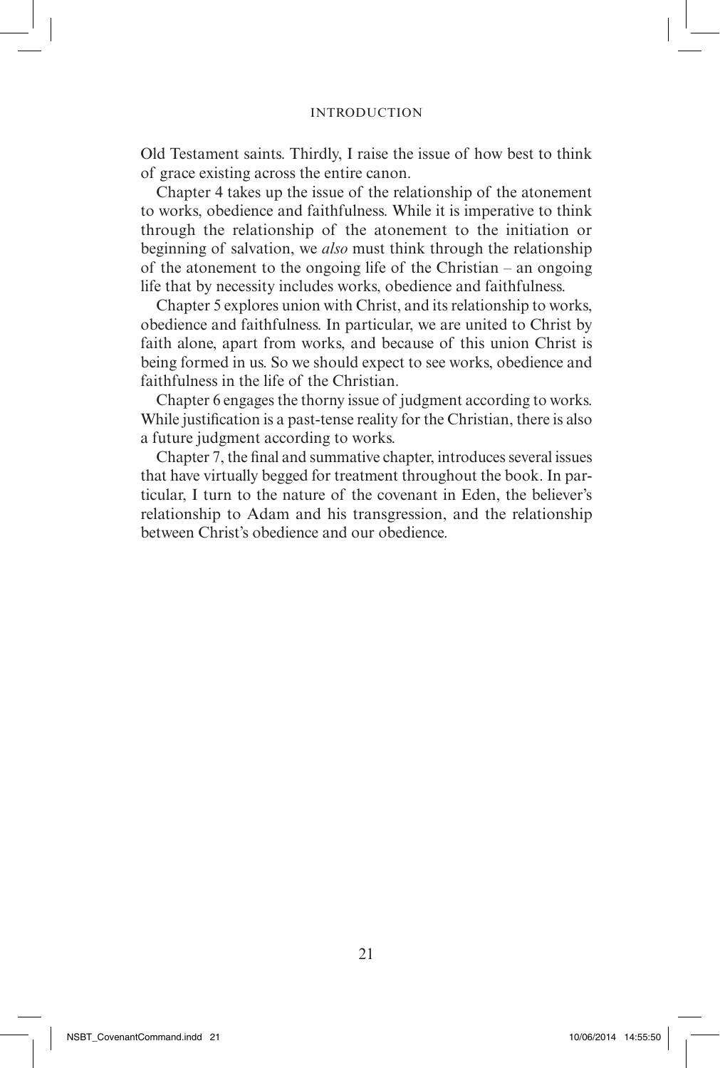Old Testament saints. Thirdly, I raise the issue of how best to think of grace existing across the entire canon.

Chapter 4 takes up the issue of the relationship of the atonement to works, obedience and faithfulness. While it is imperative to think through the relationship of the atonement to the initiation or beginning of salvation, we *also* must think through the relationship of the atonement to the ongoing life of the Christian – an ongoing life that by necessity includes works, obedience and faithfulness.

Chapter 5 explores union with Christ, and its relationship to works, obedience and faithfulness. In particular, we are united to Christ by faith alone, apart from works, and because of this union Christ is being formed in us. So we should expect to see works, obedience and faithfulness in the life of the Christian.

Chapter 6 engages the thorny issue of judgment according to works. While justification is a past-tense reality for the Christian, there is also a future judgment according to works.

Chapter 7, the final and summative chapter, introduces several issues that have virtually begged for treatment throughout the book. In particular, I turn to the nature of the covenant in Eden, the believer's relationship to Adam and his transgression, and the relationship between Christ's obedience and our obedience.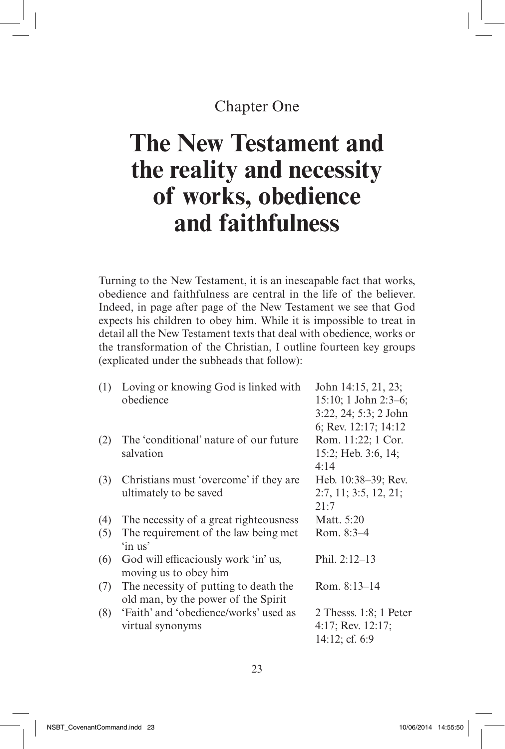Chapter One

# The New Testament and the reality and necessity of works, obedience and faithfulness

Turning to the New Testament, it is an inescapable fact that works, obedience and faithfulness are central in the life of the believer. Indeed, in page after page of the New Testament we see that God expects his children to obey him. While it is impossible to treat in detail all the New Testament texts that deal with obedience, works or the transformation of the Christian, I outline fourteen key groups (explicated under the subheads that follow):

| | | |
|---|---|---|
| (1) | Loving or knowing God is linked with obedience | John 14:15, 21, 23; 15:10; 1 John 2:3–6; 3:22, 24; 5:3; 2 John 6; Rev. 12:17; 14:12 |
| (2) | The 'conditional' nature of our future salvation | Rom. 11:22; 1 Cor. 15:2; Heb. 3:6, 14; 4:14 |
| (3) | Christians must 'overcome' if they are ultimately to be saved | Heb. 10:38–39; Rev. 2:7, 11; 3:5, 12, 21; 21:7 |
| (4) | The necessity of a great righteousness | Matt. 5:20 |
| (5) | The requirement of the law being met 'in us' | Rom. 8:3–4 |
| (6) | God will efficaciously work 'in' us, moving us to obey him | Phil. 2:12–13 |
| (7) | The necessity of putting to death the old man, by the power of the Spirit | Rom. 8:13–14 |
| (8) | 'Faith' and 'obedience/works' used as virtual synonyms | 2 Thesss. 1:8; 1 Peter 4:17; Rev. 12:17; 14:12; cf. 6:9 |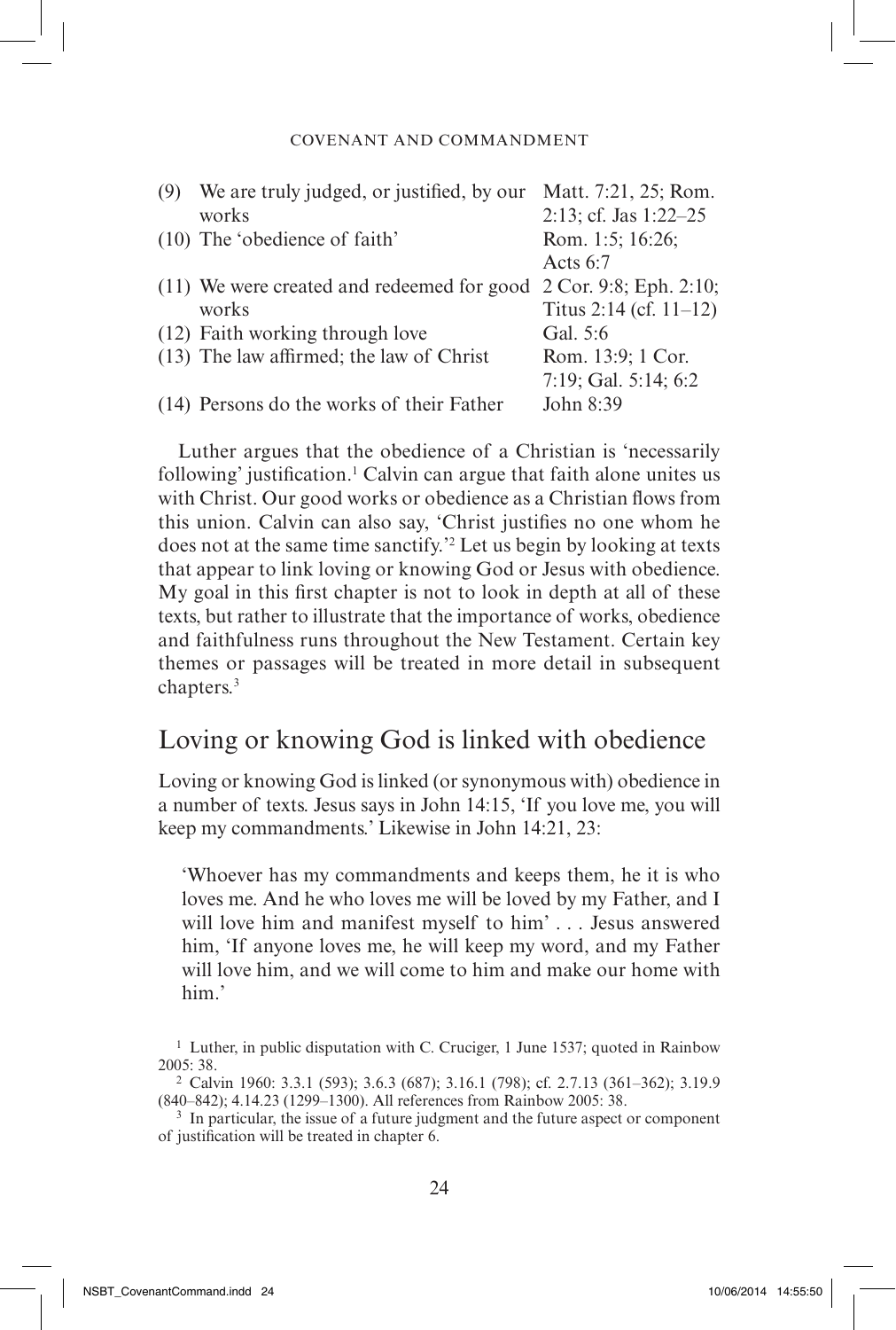| | |
|---|---|
| (9) We are truly judged, or justified, by our works | Matt. 7:21, 25; Rom. 2:13; cf. Jas 1:22–25 |
| (10) The 'obedience of faith' | Rom. 1:5; 16:26; Acts 6:7 |
| (11) We were created and redeemed for good works | 2 Cor. 9:8; Eph. 2:10; Titus 2:14 (cf. 11–12) |
| (12) Faith working through love | Gal. 5:6 |
| (13) The law affirmed; the law of Christ | Rom. 13:9; 1 Cor. 7:19; Gal. 5:14; 6:2 |
| (14) Persons do the works of their Father | John 8:39 |

Luther argues that the obedience of a Christian is 'necessarily following' justification.[1] Calvin can argue that faith alone unites us with Christ. Our good works or obedience as a Christian flows from this union. Calvin can also say, 'Christ justifies no one whom he does not at the same time sanctify.'[2] Let us begin by looking at texts that appear to link loving or knowing God or Jesus with obedience. My goal in this first chapter is not to look in depth at all of these texts, but rather to illustrate that the importance of works, obedience and faithfulness runs throughout the New Testament. Certain key themes or passages will be treated in more detail in subsequent chapters.[3]

## Loving or knowing God is linked with obedience

Loving or knowing God is linked (or synonymous with) obedience in a number of texts. Jesus says in John 14:15, 'If you love me, you will keep my commandments.' Likewise in John 14:21, 23:

> 'Whoever has my commandments and keeps them, he it is who loves me. And he who loves me will be loved by my Father, and I will love him and manifest myself to him' . . . Jesus answered him, 'If anyone loves me, he will keep my word, and my Father will love him, and we will come to him and make our home with him.'

[1] Luther, in public disputation with C. Cruciger, 1 June 1537; quoted in Rainbow 2005: 38.

[2] Calvin 1960: 3.3.1 (593); 3.6.3 (687); 3.16.1 (798); cf. 2.7.13 (361–362); 3.19.9 (840–842); 4.14.23 (1299–1300). All references from Rainbow 2005: 38.

[3] In particular, the issue of a future judgment and the future aspect or component of justification will be treated in chapter 6.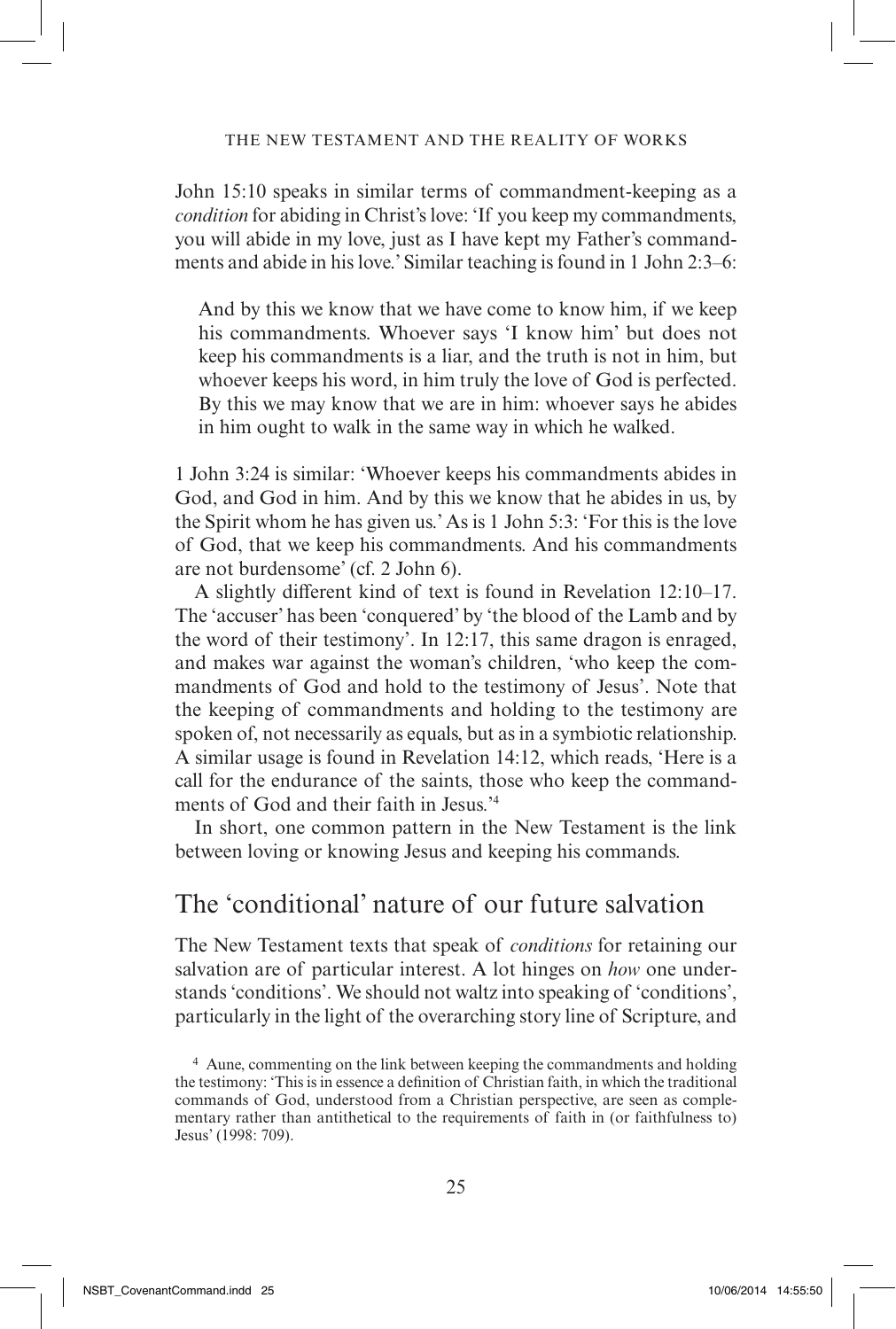John 15:10 speaks in similar terms of commandment-keeping as a *condition* for abiding in Christ's love: 'If you keep my commandments, you will abide in my love, just as I have kept my Father's commandments and abide in his love.' Similar teaching is found in 1 John 2:3–6:

> And by this we know that we have come to know him, if we keep his commandments. Whoever says 'I know him' but does not keep his commandments is a liar, and the truth is not in him, but whoever keeps his word, in him truly the love of God is perfected. By this we may know that we are in him: whoever says he abides in him ought to walk in the same way in which he walked.

1 John 3:24 is similar: 'Whoever keeps his commandments abides in God, and God in him. And by this we know that he abides in us, by the Spirit whom he has given us.' As is 1 John 5:3: 'For this is the love of God, that we keep his commandments. And his commandments are not burdensome' (cf. 2 John 6).

A slightly different kind of text is found in Revelation 12:10–17. The 'accuser' has been 'conquered' by 'the blood of the Lamb and by the word of their testimony'. In 12:17, this same dragon is enraged, and makes war against the woman's children, 'who keep the commandments of God and hold to the testimony of Jesus'. Note that the keeping of commandments and holding to the testimony are spoken of, not necessarily as equals, but as in a symbiotic relationship. A similar usage is found in Revelation 14:12, which reads, 'Here is a call for the endurance of the saints, those who keep the commandments of God and their faith in Jesus.'[4]

In short, one common pattern in the New Testament is the link between loving or knowing Jesus and keeping his commands.

## The 'conditional' nature of our future salvation

The New Testament texts that speak of *conditions* for retaining our salvation are of particular interest. A lot hinges on *how* one understands 'conditions'. We should not waltz into speaking of 'conditions', particularly in the light of the overarching story line of Scripture, and

[4] Aune, commenting on the link between keeping the commandments and holding the testimony: 'This is in essence a definition of Christian faith, in which the traditional commands of God, understood from a Christian perspective, are seen as complementary rather than antithetical to the requirements of faith in (or faithfulness to) Jesus' (1998: 709).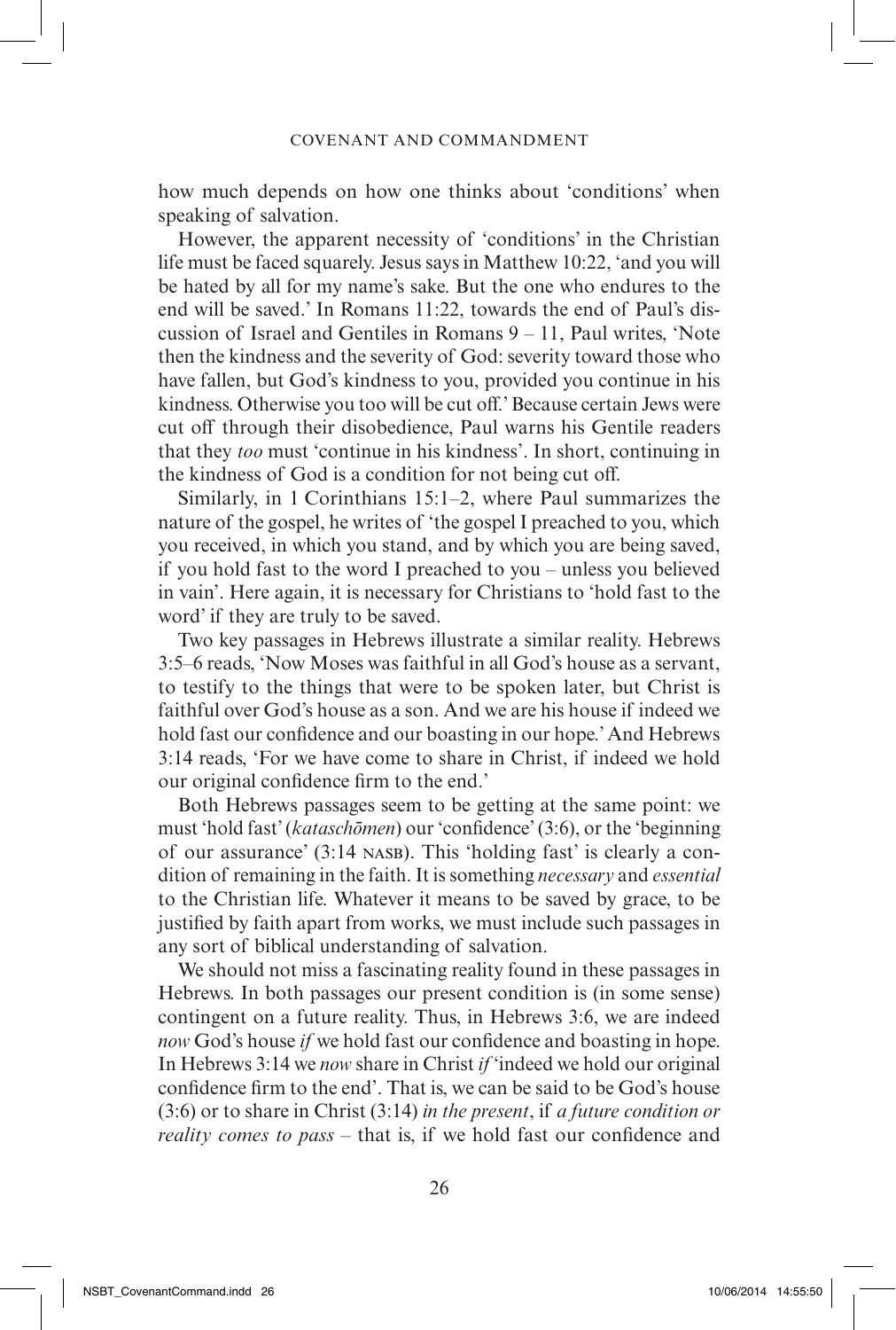how much depends on how one thinks about 'conditions' when speaking of salvation.

However, the apparent necessity of 'conditions' in the Christian life must be faced squarely. Jesus says in Matthew 10:22, 'and you will be hated by all for my name's sake. But the one who endures to the end will be saved.' In Romans 11:22, towards the end of Paul's discussion of Israel and Gentiles in Romans 9 – 11, Paul writes, 'Note then the kindness and the severity of God: severity toward those who have fallen, but God's kindness to you, provided you continue in his kindness. Otherwise you too will be cut off.' Because certain Jews were cut off through their disobedience, Paul warns his Gentile readers that they *too* must 'continue in his kindness'. In short, continuing in the kindness of God is a condition for not being cut off.

Similarly, in 1 Corinthians 15:1–2, where Paul summarizes the nature of the gospel, he writes of 'the gospel I preached to you, which you received, in which you stand, and by which you are being saved, if you hold fast to the word I preached to you – unless you believed in vain'. Here again, it is necessary for Christians to 'hold fast to the word' if they are truly to be saved.

Two key passages in Hebrews illustrate a similar reality. Hebrews 3:5–6 reads, 'Now Moses was faithful in all God's house as a servant, to testify to the things that were to be spoken later, but Christ is faithful over God's house as a son. And we are his house if indeed we hold fast our confidence and our boasting in our hope.' And Hebrews 3:14 reads, 'For we have come to share in Christ, if indeed we hold our original confidence firm to the end.'

Both Hebrews passages seem to be getting at the same point: we must 'hold fast' (*kataschōmen*) our 'confidence' (3:6), or the 'beginning of our assurance' (3:14 NASB). This 'holding fast' is clearly a condition of remaining in the faith. It is something *necessary* and *essential* to the Christian life. Whatever it means to be saved by grace, to be justified by faith apart from works, we must include such passages in any sort of biblical understanding of salvation.

We should not miss a fascinating reality found in these passages in Hebrews. In both passages our present condition is (in some sense) contingent on a future reality. Thus, in Hebrews 3:6, we are indeed *now* God's house *if* we hold fast our confidence and boasting in hope. In Hebrews 3:14 we *now* share in Christ *if* 'indeed we hold our original confidence firm to the end'. That is, we can be said to be God's house (3:6) or to share in Christ (3:14) *in the present*, if *a future condition or reality comes to pass* – that is, if we hold fast our confidence and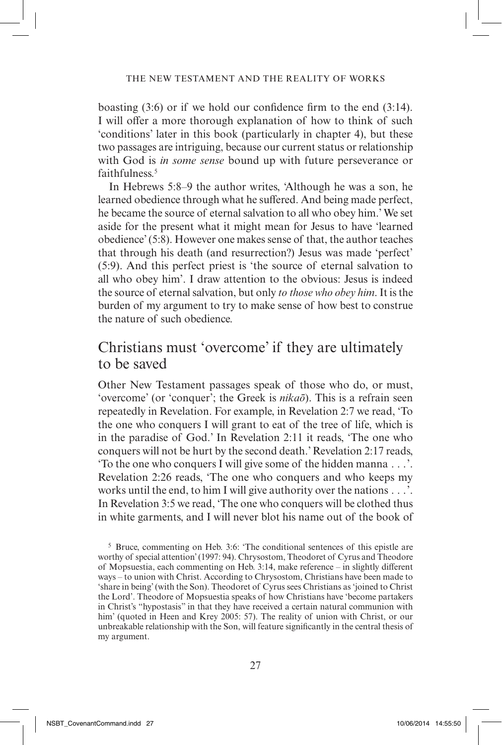boasting (3:6) or if we hold our confidence firm to the end (3:14). I will offer a more thorough explanation of how to think of such 'conditions' later in this book (particularly in chapter 4), but these two passages are intriguing, because our current status or relationship with God is *in some sense* bound up with future perseverance or faithfulness.[5]

In Hebrews 5:8–9 the author writes, 'Although he was a son, he learned obedience through what he suffered. And being made perfect, he became the source of eternal salvation to all who obey him.' We set aside for the present what it might mean for Jesus to have 'learned obedience' (5:8). However one makes sense of that, the author teaches that through his death (and resurrection?) Jesus was made 'perfect' (5:9). And this perfect priest is 'the source of eternal salvation to all who obey him'. I draw attention to the obvious: Jesus is indeed the source of eternal salvation, but only *to those who obey him*. It is the burden of my argument to try to make sense of how best to construe the nature of such obedience.

## Christians must 'overcome' if they are ultimately to be saved

Other New Testament passages speak of those who do, or must, 'overcome' (or 'conquer'; the Greek is *nikaō*). This is a refrain seen repeatedly in Revelation. For example, in Revelation 2:7 we read, 'To the one who conquers I will grant to eat of the tree of life, which is in the paradise of God.' In Revelation 2:11 it reads, 'The one who conquers will not be hurt by the second death.' Revelation 2:17 reads, 'To the one who conquers I will give some of the hidden manna . . .'. Revelation 2:26 reads, 'The one who conquers and who keeps my works until the end, to him I will give authority over the nations . . .'. In Revelation 3:5 we read, 'The one who conquers will be clothed thus in white garments, and I will never blot his name out of the book of

[5] Bruce, commenting on Heb. 3:6: 'The conditional sentences of this epistle are worthy of special attention' (1997: 94). Chrysostom, Theodoret of Cyrus and Theodore of Mopsuestia, each commenting on Heb. 3:14, make reference – in slightly different ways – to union with Christ. According to Chrysostom, Christians have been made to 'share in being' (with the Son). Theodoret of Cyrus sees Christians as 'joined to Christ the Lord'. Theodore of Mopsuestia speaks of how Christians have 'become partakers in Christ's "hypostasis" in that they have received a certain natural communion with him' (quoted in Heen and Krey 2005: 57). The reality of union with Christ, or our unbreakable relationship with the Son, will feature significantly in the central thesis of my argument.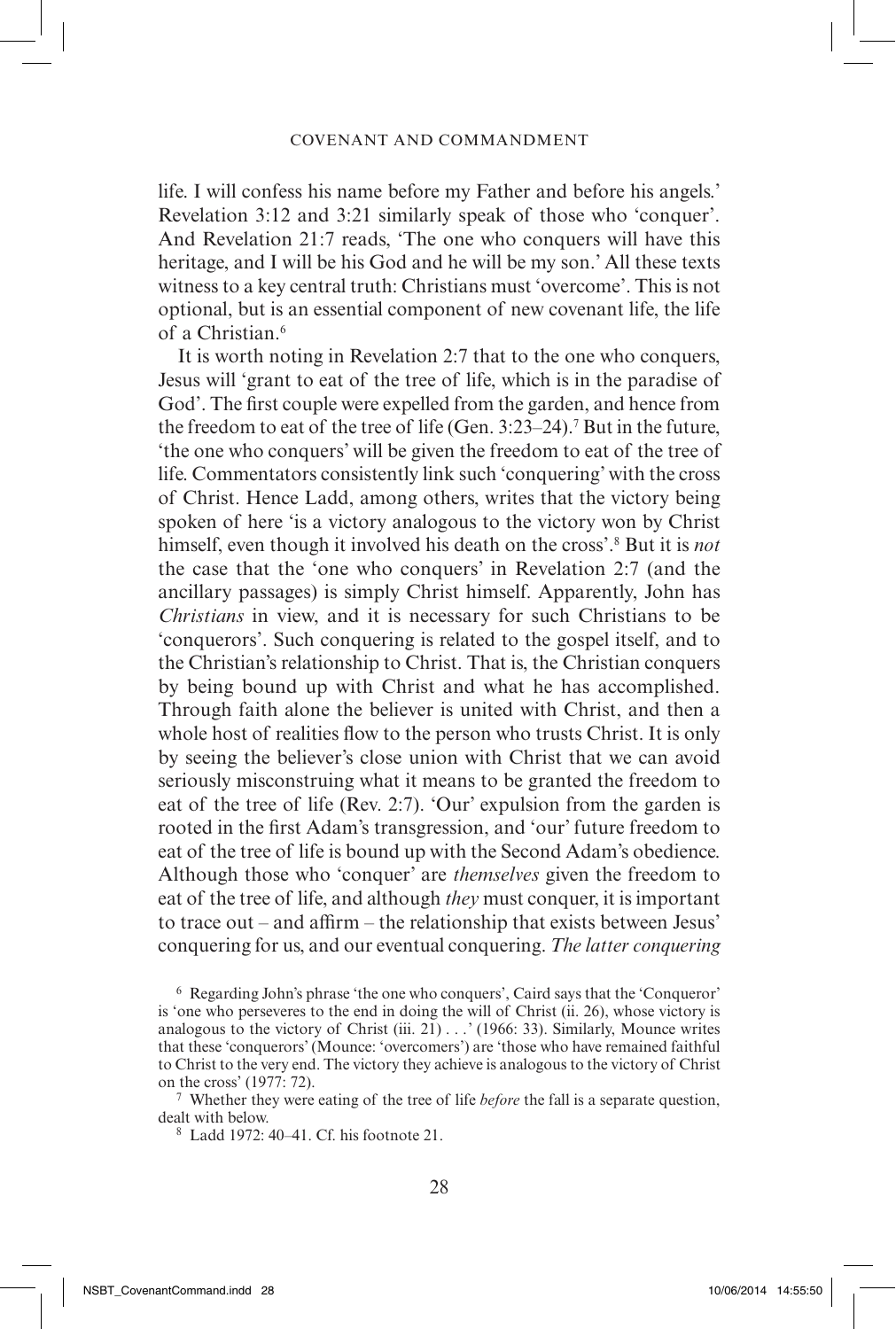life. I will confess his name before my Father and before his angels.' Revelation 3:12 and 3:21 similarly speak of those who 'conquer'. And Revelation 21:7 reads, 'The one who conquers will have this heritage, and I will be his God and he will be my son.' All these texts witness to a key central truth: Christians must 'overcome'. This is not optional, but is an essential component of new covenant life, the life of a Christian.[6]

It is worth noting in Revelation 2:7 that to the one who conquers, Jesus will 'grant to eat of the tree of life, which is in the paradise of God'. The first couple were expelled from the garden, and hence from the freedom to eat of the tree of life (Gen. 3:23–24).[7] But in the future, 'the one who conquers' will be given the freedom to eat of the tree of life. Commentators consistently link such 'conquering' with the cross of Christ. Hence Ladd, among others, writes that the victory being spoken of here 'is a victory analogous to the victory won by Christ himself, even though it involved his death on the cross'.[8] But it is *not* the case that the 'one who conquers' in Revelation 2:7 (and the ancillary passages) is simply Christ himself. Apparently, John has *Christians* in view, and it is necessary for such Christians to be 'conquerors'. Such conquering is related to the gospel itself, and to the Christian's relationship to Christ. That is, the Christian conquers by being bound up with Christ and what he has accomplished. Through faith alone the believer is united with Christ, and then a whole host of realities flow to the person who trusts Christ. It is only by seeing the believer's close union with Christ that we can avoid seriously misconstruing what it means to be granted the freedom to eat of the tree of life (Rev. 2:7). 'Our' expulsion from the garden is rooted in the first Adam's transgression, and 'our' future freedom to eat of the tree of life is bound up with the Second Adam's obedience. Although those who 'conquer' are *themselves* given the freedom to eat of the tree of life, and although *they* must conquer, it is important to trace out – and affirm – the relationship that exists between Jesus' conquering for us, and our eventual conquering. *The latter conquering*

---

[6] Regarding John's phrase 'the one who conquers', Caird says that the 'Conqueror' is 'one who perseveres to the end in doing the will of Christ (ii. 26), whose victory is analogous to the victory of Christ (iii. 21) . . .' (1966: 33). Similarly, Mounce writes that these 'conquerors' (Mounce: 'overcomers') are 'those who have remained faithful to Christ to the very end. The victory they achieve is analogous to the victory of Christ on the cross' (1977: 72).

[7] Whether they were eating of the tree of life *before* the fall is a separate question, dealt with below.

[8] Ladd 1972: 40–41. Cf. his footnote 21.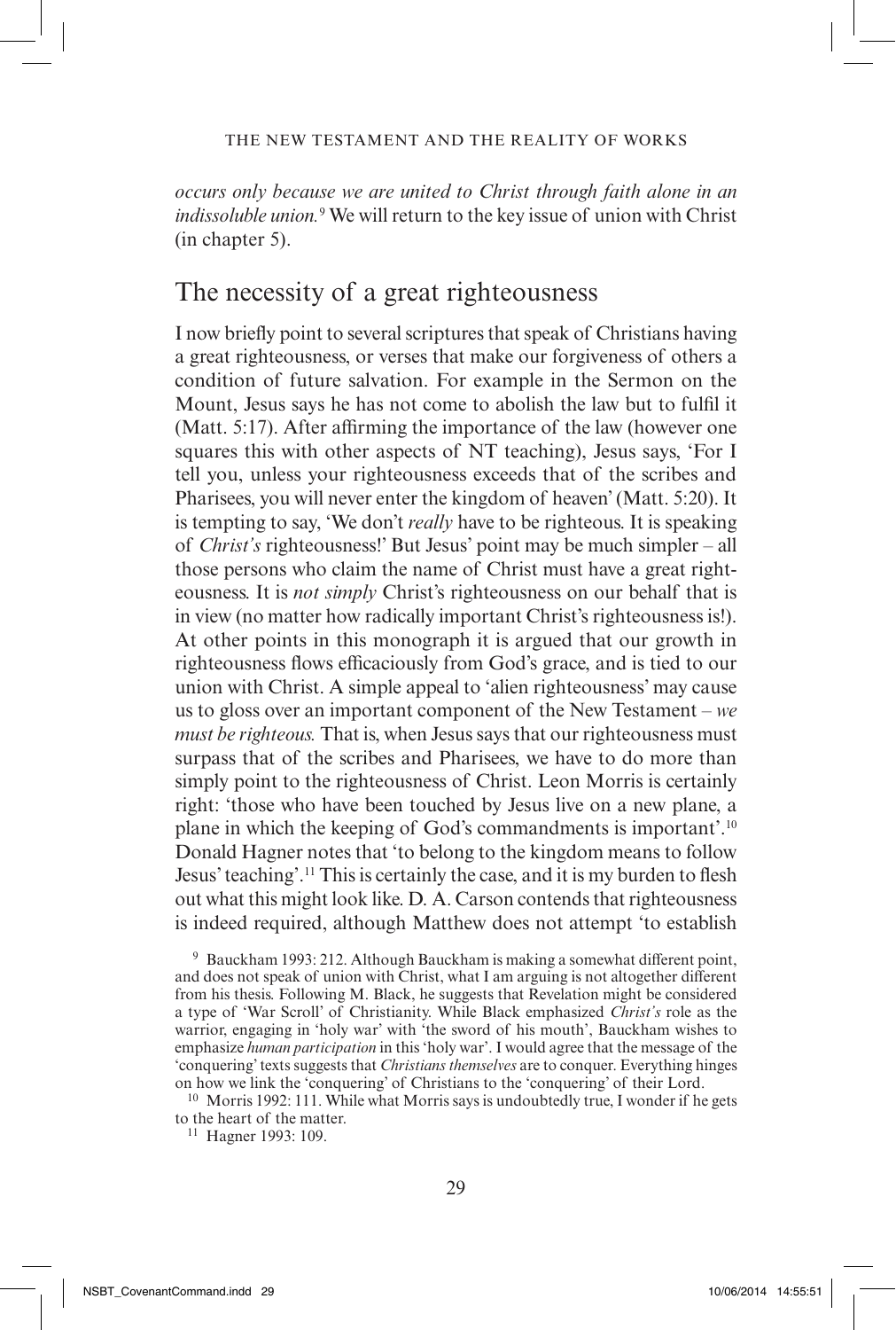*occurs only because we are united to Christ through faith alone in an indissoluble union.*[9] We will return to the key issue of union with Christ (in chapter 5).

## The necessity of a great righteousness

I now briefly point to several scriptures that speak of Christians having a great righteousness, or verses that make our forgiveness of others a condition of future salvation. For example in the Sermon on the Mount, Jesus says he has not come to abolish the law but to fulfil it (Matt. 5:17). After affirming the importance of the law (however one squares this with other aspects of NT teaching), Jesus says, 'For I tell you, unless your righteousness exceeds that of the scribes and Pharisees, you will never enter the kingdom of heaven' (Matt. 5:20). It is tempting to say, 'We don't *really* have to be righteous. It is speaking of *Christ's* righteousness!' But Jesus' point may be much simpler – all those persons who claim the name of Christ must have a great righteousness. It is *not simply* Christ's righteousness on our behalf that is in view (no matter how radically important Christ's righteousness is!). At other points in this monograph it is argued that our growth in righteousness flows efficaciously from God's grace, and is tied to our union with Christ. A simple appeal to 'alien righteousness' may cause us to gloss over an important component of the New Testament – *we must be righteous.* That is, when Jesus says that our righteousness must surpass that of the scribes and Pharisees, we have to do more than simply point to the righteousness of Christ. Leon Morris is certainly right: 'those who have been touched by Jesus live on a new plane, a plane in which the keeping of God's commandments is important'.[10] Donald Hagner notes that 'to belong to the kingdom means to follow Jesus' teaching'.[11] This is certainly the case, and it is my burden to flesh out what this might look like. D. A. Carson contends that righteousness is indeed required, although Matthew does not attempt 'to establish

[9] Bauckham 1993: 212. Although Bauckham is making a somewhat different point, and does not speak of union with Christ, what I am arguing is not altogether different from his thesis. Following M. Black, he suggests that Revelation might be considered a type of 'War Scroll' of Christianity. While Black emphasized *Christ's* role as the warrior, engaging in 'holy war' with 'the sword of his mouth', Bauckham wishes to emphasize *human participation* in this 'holy war'. I would agree that the message of the 'conquering' texts suggests that *Christians themselves* are to conquer. Everything hinges on how we link the 'conquering' of Christians to the 'conquering' of their Lord.

[10] Morris 1992: 111. While what Morris says is undoubtedly true, I wonder if he gets to the heart of the matter.

[11] Hagner 1993: 109.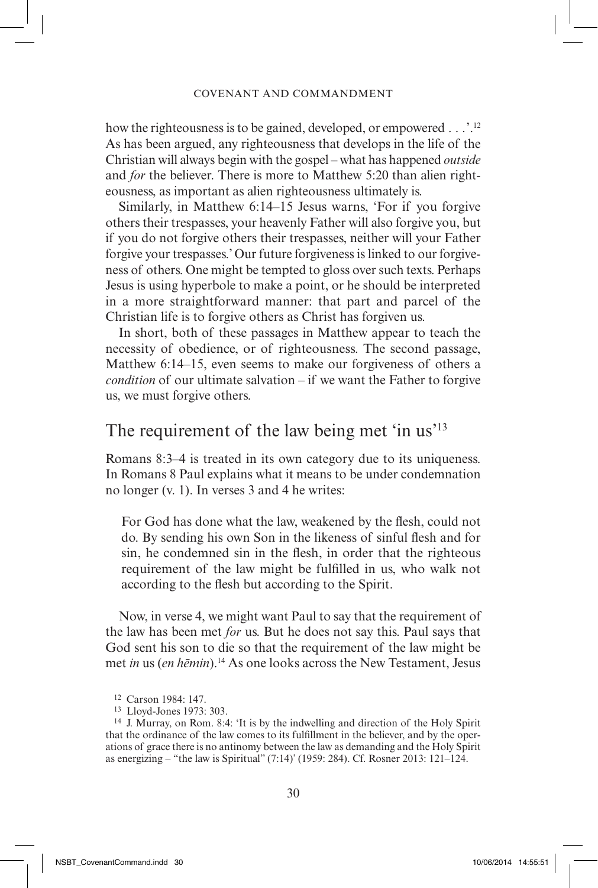how the righteousness is to be gained, developed, or empowered . . .'.[12] As has been argued, any righteousness that develops in the life of the Christian will always begin with the gospel – what has happened *outside* and *for* the believer. There is more to Matthew 5:20 than alien righteousness, as important as alien righteousness ultimately is.

Similarly, in Matthew 6:14–15 Jesus warns, 'For if you forgive others their trespasses, your heavenly Father will also forgive you, but if you do not forgive others their trespasses, neither will your Father forgive your trespasses.' Our future forgiveness is linked to our forgiveness of others. One might be tempted to gloss over such texts. Perhaps Jesus is using hyperbole to make a point, or he should be interpreted in a more straightforward manner: that part and parcel of the Christian life is to forgive others as Christ has forgiven us.

In short, both of these passages in Matthew appear to teach the necessity of obedience, or of righteousness. The second passage, Matthew 6:14–15, even seems to make our forgiveness of others a *condition* of our ultimate salvation – if we want the Father to forgive us, we must forgive others.

## The requirement of the law being met 'in us'[13]

Romans 8:3–4 is treated in its own category due to its uniqueness. In Romans 8 Paul explains what it means to be under condemnation no longer (v. 1). In verses 3 and 4 he writes:

> For God has done what the law, weakened by the flesh, could not do. By sending his own Son in the likeness of sinful flesh and for sin, he condemned sin in the flesh, in order that the righteous requirement of the law might be fulfilled in us, who walk not according to the flesh but according to the Spirit.

Now, in verse 4, we might want Paul to say that the requirement of the law has been met *for* us. But he does not say this. Paul says that God sent his son to die so that the requirement of the law might be met *in* us (*en hēmin*).[14] As one looks across the New Testament, Jesus

---

[12] Carson 1984: 147.

[13] Lloyd-Jones 1973: 303.

[14] J. Murray, on Rom. 8:4: 'It is by the indwelling and direction of the Holy Spirit that the ordinance of the law comes to its fulfillment in the believer, and by the operations of grace there is no antinomy between the law as demanding and the Holy Spirit as energizing – "the law is Spiritual" (7:14)' (1959: 284). Cf. Rosner 2013: 121–124.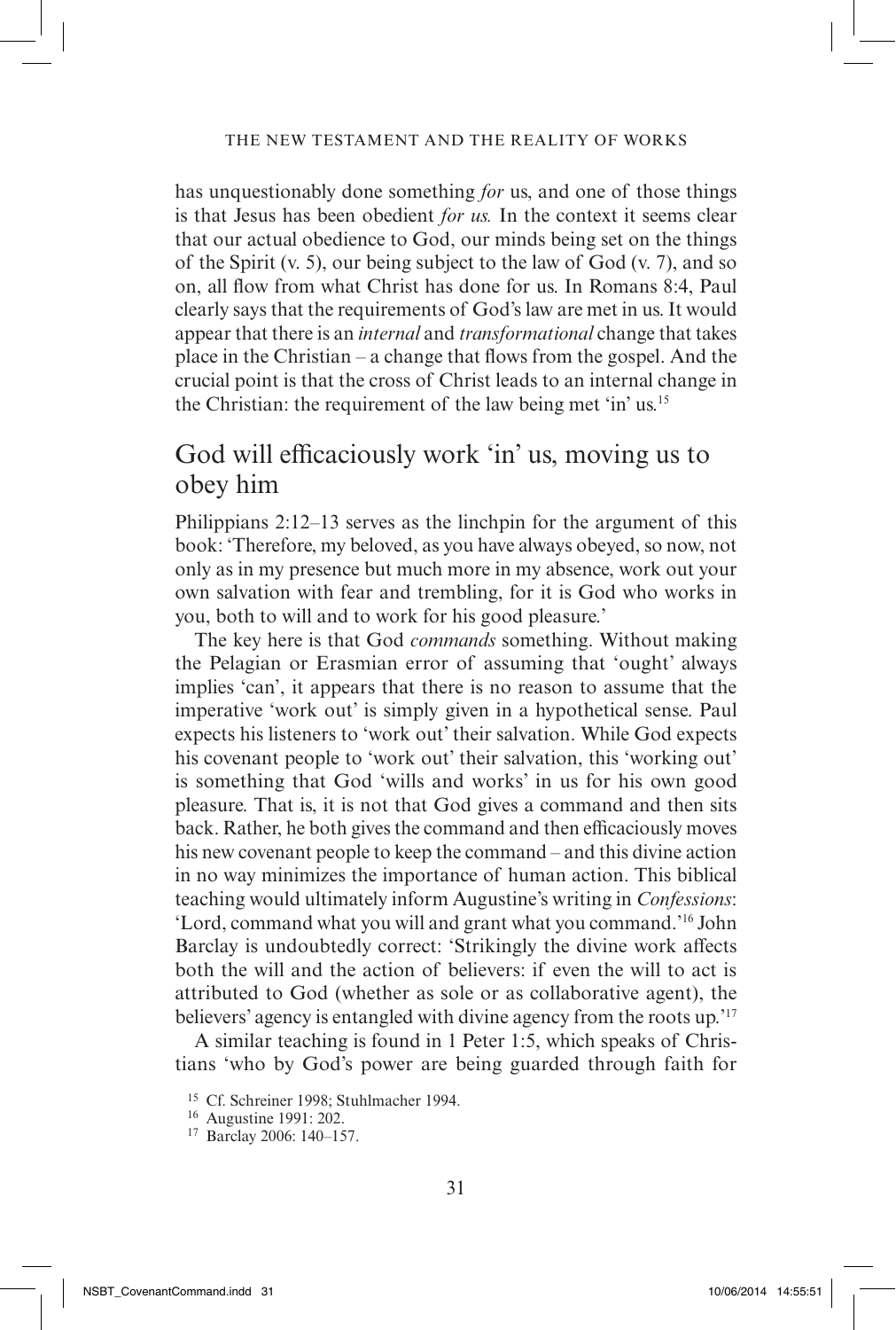has unquestionably done something *for* us, and one of those things is that Jesus has been obedient *for us.* In the context it seems clear that our actual obedience to God, our minds being set on the things of the Spirit (v. 5), our being subject to the law of God (v. 7), and so on, all flow from what Christ has done for us. In Romans 8:4, Paul clearly says that the requirements of God's law are met in us. It would appear that there is an *internal* and *transformational* change that takes place in the Christian – a change that flows from the gospel. And the crucial point is that the cross of Christ leads to an internal change in the Christian: the requirement of the law being met 'in' us.[15]

## God will efficaciously work 'in' us, moving us to obey him

Philippians 2:12–13 serves as the linchpin for the argument of this book: 'Therefore, my beloved, as you have always obeyed, so now, not only as in my presence but much more in my absence, work out your own salvation with fear and trembling, for it is God who works in you, both to will and to work for his good pleasure.'

The key here is that God *commands* something. Without making the Pelagian or Erasmian error of assuming that 'ought' always implies 'can', it appears that there is no reason to assume that the imperative 'work out' is simply given in a hypothetical sense. Paul expects his listeners to 'work out' their salvation. While God expects his covenant people to 'work out' their salvation, this 'working out' is something that God 'wills and works' in us for his own good pleasure. That is, it is not that God gives a command and then sits back. Rather, he both gives the command and then efficaciously moves his new covenant people to keep the command – and this divine action in no way minimizes the importance of human action. This biblical teaching would ultimately inform Augustine's writing in *Confessions*: 'Lord, command what you will and grant what you command.'[16] John Barclay is undoubtedly correct: 'Strikingly the divine work affects both the will and the action of believers: if even the will to act is attributed to God (whether as sole or as collaborative agent), the believers' agency is entangled with divine agency from the roots up.'[17]

A similar teaching is found in 1 Peter 1:5, which speaks of Christians 'who by God's power are being guarded through faith for

[15] Cf. Schreiner 1998; Stuhlmacher 1994.

[16] Augustine 1991: 202.

[17] Barclay 2006: 140–157.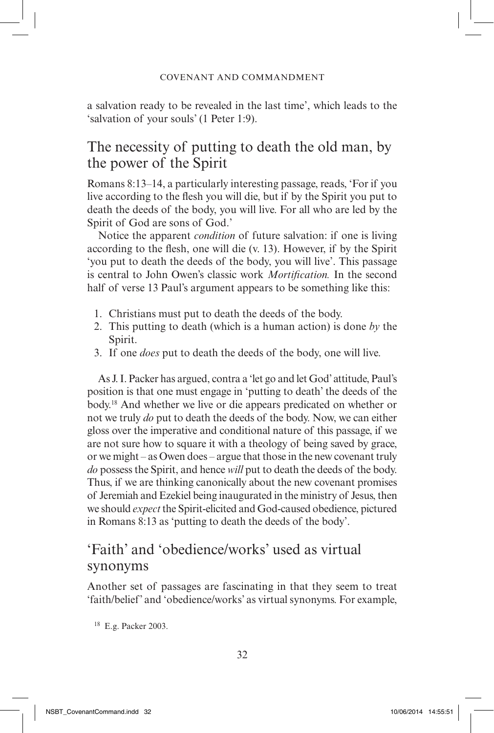a salvation ready to be revealed in the last time', which leads to the 'salvation of your souls' (1 Peter 1:9).

## The necessity of putting to death the old man, by the power of the Spirit

Romans 8:13–14, a particularly interesting passage, reads, 'For if you live according to the flesh you will die, but if by the Spirit you put to death the deeds of the body, you will live. For all who are led by the Spirit of God are sons of God.'

Notice the apparent *condition* of future salvation: if one is living according to the flesh, one will die (v. 13). However, if by the Spirit 'you put to death the deeds of the body, you will live'. This passage is central to John Owen's classic work *Mortification.* In the second half of verse 13 Paul's argument appears to be something like this:

1. Christians must put to death the deeds of the body.
2. This putting to death (which is a human action) is done *by* the Spirit.
3. If one *does* put to death the deeds of the body, one will live.

As J. I. Packer has argued, contra a 'let go and let God' attitude, Paul's position is that one must engage in 'putting to death' the deeds of the body.[18] And whether we live or die appears predicated on whether or not we truly *do* put to death the deeds of the body. Now, we can either gloss over the imperative and conditional nature of this passage, if we are not sure how to square it with a theology of being saved by grace, or we might – as Owen does – argue that those in the new covenant truly *do* possess the Spirit, and hence *will* put to death the deeds of the body. Thus, if we are thinking canonically about the new covenant promises of Jeremiah and Ezekiel being inaugurated in the ministry of Jesus, then we should *expect* the Spirit-elicited and God-caused obedience, pictured in Romans 8:13 as 'putting to death the deeds of the body'.

## 'Faith' and 'obedience/works' used as virtual synonyms

Another set of passages are fascinating in that they seem to treat 'faith/belief' and 'obedience/works' as virtual synonyms. For example,

[18] E.g. Packer 2003.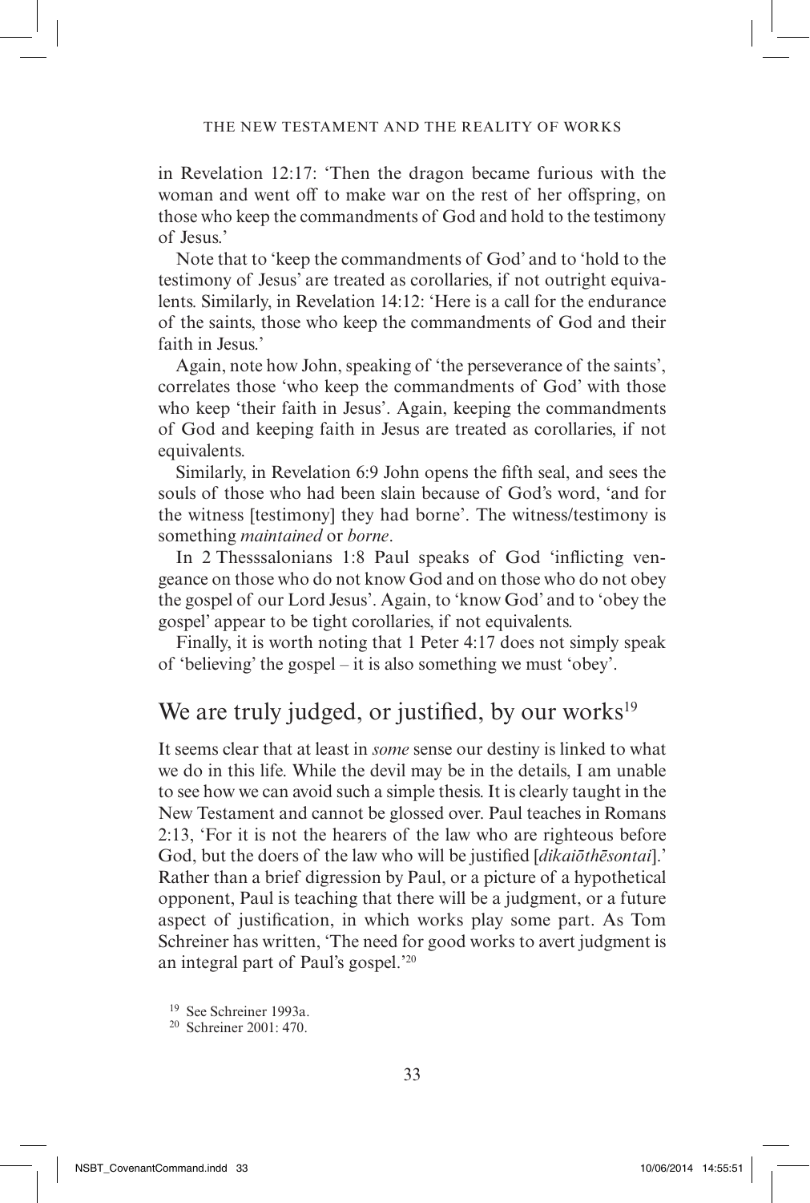in Revelation 12:17: 'Then the dragon became furious with the woman and went off to make war on the rest of her offspring, on those who keep the commandments of God and hold to the testimony of Jesus.'

Note that to 'keep the commandments of God' and to 'hold to the testimony of Jesus' are treated as corollaries, if not outright equivalents. Similarly, in Revelation 14:12: 'Here is a call for the endurance of the saints, those who keep the commandments of God and their faith in Jesus.'

Again, note how John, speaking of 'the perseverance of the saints', correlates those 'who keep the commandments of God' with those who keep 'their faith in Jesus'. Again, keeping the commandments of God and keeping faith in Jesus are treated as corollaries, if not equivalents.

Similarly, in Revelation 6:9 John opens the fifth seal, and sees the souls of those who had been slain because of God's word, 'and for the witness [testimony] they had borne'. The witness/testimony is something *maintained* or *borne*.

In 2 Thesssalonians 1:8 Paul speaks of God 'inflicting vengeance on those who do not know God and on those who do not obey the gospel of our Lord Jesus'. Again, to 'know God' and to 'obey the gospel' appear to be tight corollaries, if not equivalents.

Finally, it is worth noting that 1 Peter 4:17 does not simply speak of 'believing' the gospel – it is also something we must 'obey'.

## We are truly judged, or justified, by our works[19]

It seems clear that at least in *some* sense our destiny is linked to what we do in this life. While the devil may be in the details, I am unable to see how we can avoid such a simple thesis. It is clearly taught in the New Testament and cannot be glossed over. Paul teaches in Romans 2:13, 'For it is not the hearers of the law who are righteous before God, but the doers of the law who will be justified [*dikaiōthēsontai*].' Rather than a brief digression by Paul, or a picture of a hypothetical opponent, Paul is teaching that there will be a judgment, or a future aspect of justification, in which works play some part. As Tom Schreiner has written, 'The need for good works to avert judgment is an integral part of Paul's gospel.'[20]

[19] See Schreiner 1993a.

[20] Schreiner 2001: 470.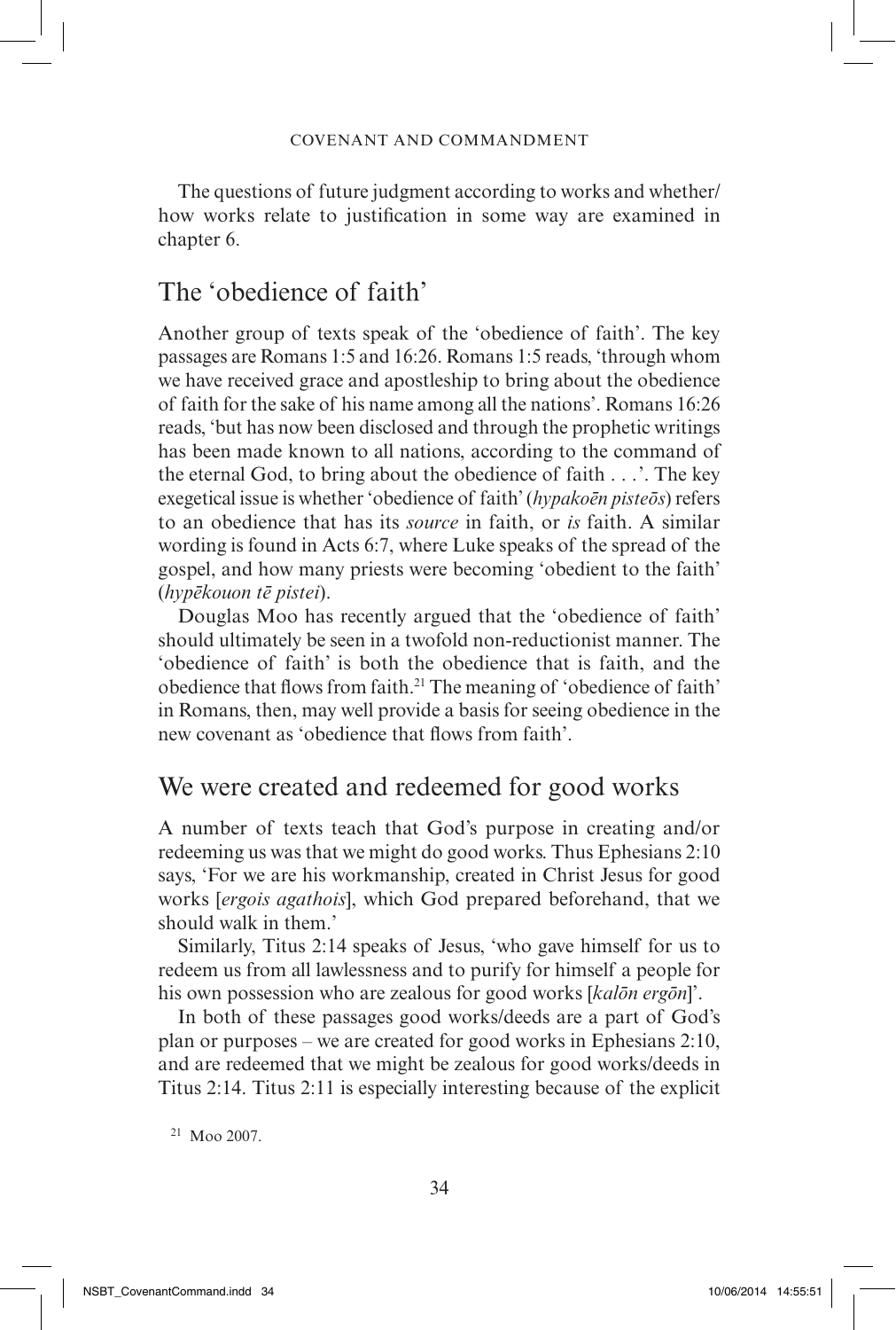The questions of future judgment according to works and whether/how works relate to justification in some way are examined in chapter 6.

## The 'obedience of faith'

Another group of texts speak of the 'obedience of faith'. The key passages are Romans 1:5 and 16:26. Romans 1:5 reads, 'through whom we have received grace and apostleship to bring about the obedience of faith for the sake of his name among all the nations'. Romans 16:26 reads, 'but has now been disclosed and through the prophetic writings has been made known to all nations, according to the command of the eternal God, to bring about the obedience of faith . . .'. The key exegetical issue is whether 'obedience of faith' (*hypakoēn pisteōs*) refers to an obedience that has its *source* in faith, or *is* faith. A similar wording is found in Acts 6:7, where Luke speaks of the spread of the gospel, and how many priests were becoming 'obedient to the faith' (*hypēkouon tē pistei*).

Douglas Moo has recently argued that the 'obedience of faith' should ultimately be seen in a twofold non-reductionist manner. The 'obedience of faith' is both the obedience that is faith, and the obedience that flows from faith.[21] The meaning of 'obedience of faith' in Romans, then, may well provide a basis for seeing obedience in the new covenant as 'obedience that flows from faith'.

## We were created and redeemed for good works

A number of texts teach that God's purpose in creating and/or redeeming us was that we might do good works. Thus Ephesians 2:10 says, 'For we are his workmanship, created in Christ Jesus for good works [*ergois agathois*], which God prepared beforehand, that we should walk in them.'

Similarly, Titus 2:14 speaks of Jesus, 'who gave himself for us to redeem us from all lawlessness and to purify for himself a people for his own possession who are zealous for good works [*kalōn ergōn*]'.

In both of these passages good works/deeds are a part of God's plan or purposes – we are created for good works in Ephesians 2:10, and are redeemed that we might be zealous for good works/deeds in Titus 2:14. Titus 2:11 is especially interesting because of the explicit

[21] Moo 2007.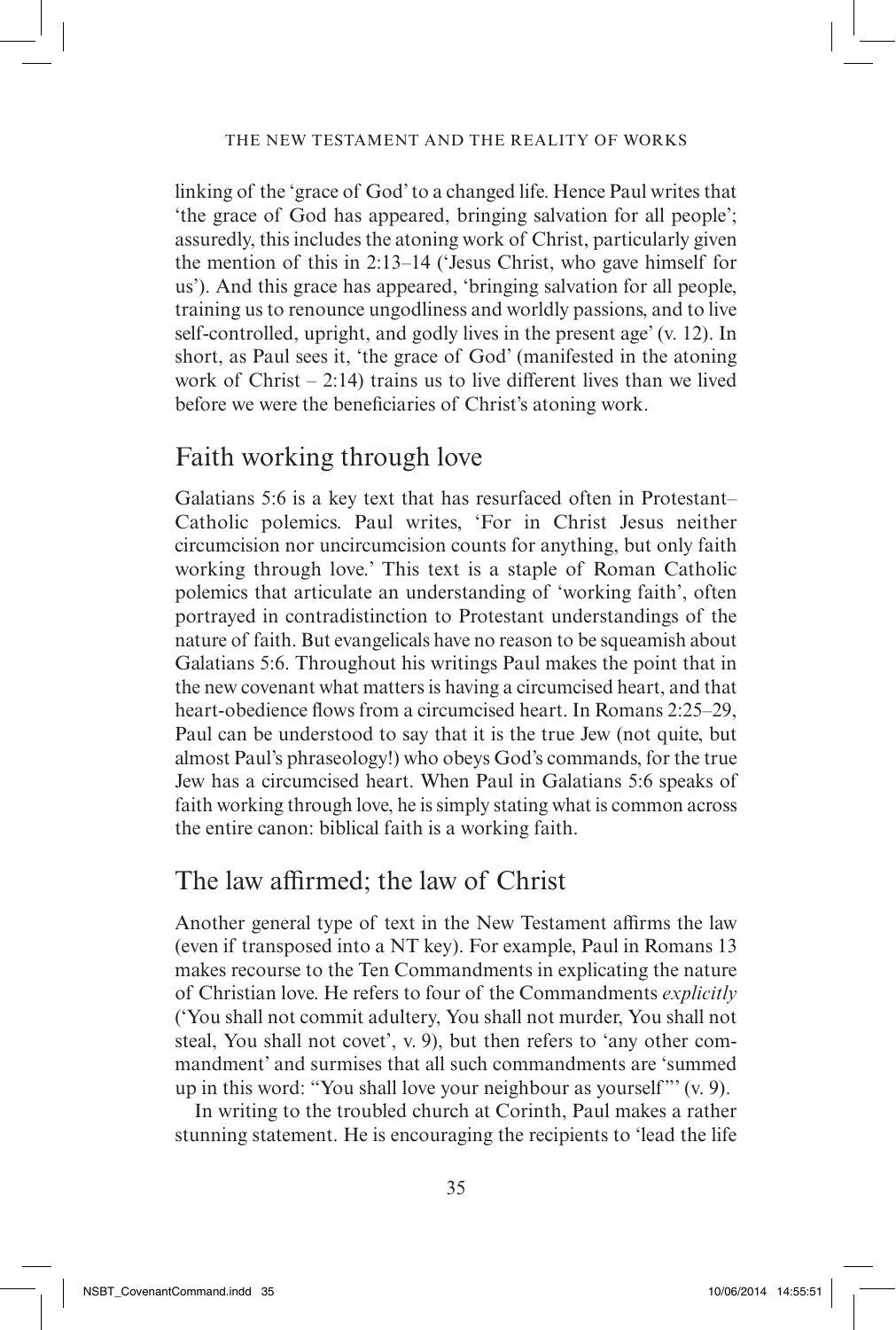linking of the 'grace of God' to a changed life. Hence Paul writes that 'the grace of God has appeared, bringing salvation for all people'; assuredly, this includes the atoning work of Christ, particularly given the mention of this in 2:13–14 ('Jesus Christ, who gave himself for us'). And this grace has appeared, 'bringing salvation for all people, training us to renounce ungodliness and worldly passions, and to live self-controlled, upright, and godly lives in the present age' (v. 12). In short, as Paul sees it, 'the grace of God' (manifested in the atoning work of Christ – 2:14) trains us to live different lives than we lived before we were the beneficiaries of Christ's atoning work.

## Faith working through love

Galatians 5:6 is a key text that has resurfaced often in Protestant–Catholic polemics. Paul writes, 'For in Christ Jesus neither circumcision nor uncircumcision counts for anything, but only faith working through love.' This text is a staple of Roman Catholic polemics that articulate an understanding of 'working faith', often portrayed in contradistinction to Protestant understandings of the nature of faith. But evangelicals have no reason to be squeamish about Galatians 5:6. Throughout his writings Paul makes the point that in the new covenant what matters is having a circumcised heart, and that heart-obedience flows from a circumcised heart. In Romans 2:25–29, Paul can be understood to say that it is the true Jew (not quite, but almost Paul's phraseology!) who obeys God's commands, for the true Jew has a circumcised heart. When Paul in Galatians 5:6 speaks of faith working through love, he is simply stating what is common across the entire canon: biblical faith is a working faith.

## The law affirmed; the law of Christ

Another general type of text in the New Testament affirms the law (even if transposed into a NT key). For example, Paul in Romans 13 makes recourse to the Ten Commandments in explicating the nature of Christian love. He refers to four of the Commandments *explicitly* ('You shall not commit adultery, You shall not murder, You shall not steal, You shall not covet', v. 9), but then refers to 'any other commandment' and surmises that all such commandments are 'summed up in this word: "You shall love your neighbour as yourself"' (v. 9).

In writing to the troubled church at Corinth, Paul makes a rather stunning statement. He is encouraging the recipients to 'lead the life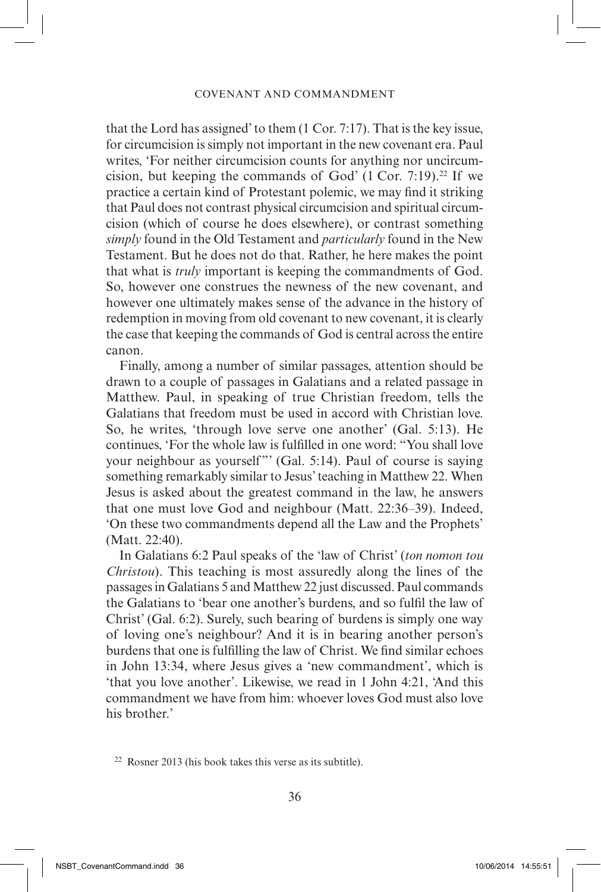that the Lord has assigned' to them (1 Cor. 7:17). That is the key issue, for circumcision is simply not important in the new covenant era. Paul writes, 'For neither circumcision counts for anything nor uncircumcision, but keeping the commands of God' (1 Cor. 7:19).[22] If we practice a certain kind of Protestant polemic, we may find it striking that Paul does not contrast physical circumcision and spiritual circumcision (which of course he does elsewhere), or contrast something *simply* found in the Old Testament and *particularly* found in the New Testament. But he does not do that. Rather, he here makes the point that what is *truly* important is keeping the commandments of God. So, however one construes the newness of the new covenant, and however one ultimately makes sense of the advance in the history of redemption in moving from old covenant to new covenant, it is clearly the case that keeping the commands of God is central across the entire canon.

Finally, among a number of similar passages, attention should be drawn to a couple of passages in Galatians and a related passage in Matthew. Paul, in speaking of true Christian freedom, tells the Galatians that freedom must be used in accord with Christian love. So, he writes, 'through love serve one another' (Gal. 5:13). He continues, 'For the whole law is fulfilled in one word: "You shall love your neighbour as yourself"' (Gal. 5:14). Paul of course is saying something remarkably similar to Jesus' teaching in Matthew 22. When Jesus is asked about the greatest command in the law, he answers that one must love God and neighbour (Matt. 22:36–39). Indeed, 'On these two commandments depend all the Law and the Prophets' (Matt. 22:40).

In Galatians 6:2 Paul speaks of the 'law of Christ' (*ton nomon tou Christou*). This teaching is most assuredly along the lines of the passages in Galatians 5 and Matthew 22 just discussed. Paul commands the Galatians to 'bear one another's burdens, and so fulfil the law of Christ' (Gal. 6:2). Surely, such bearing of burdens is simply one way of loving one's neighbour? And it is in bearing another person's burdens that one is fulfilling the law of Christ. We find similar echoes in John 13:34, where Jesus gives a 'new commandment', which is 'that you love another'. Likewise, we read in 1 John 4:21, 'And this commandment we have from him: whoever loves God must also love his brother.'

[22] Rosner 2013 (his book takes this verse as its subtitle).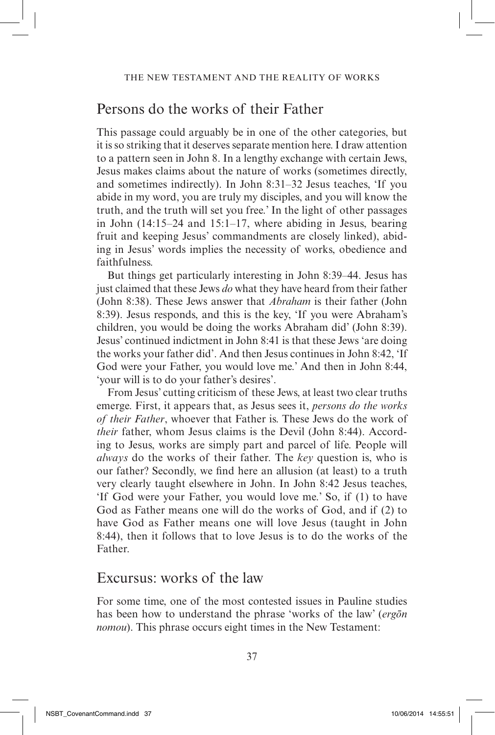## Persons do the works of their Father

This passage could arguably be in one of the other categories, but it is so striking that it deserves separate mention here. I draw attention to a pattern seen in John 8. In a lengthy exchange with certain Jews, Jesus makes claims about the nature of works (sometimes directly, and sometimes indirectly). In John 8:31–32 Jesus teaches, 'If you abide in my word, you are truly my disciples, and you will know the truth, and the truth will set you free.' In the light of other passages in John (14:15–24 and 15:1–17, where abiding in Jesus, bearing fruit and keeping Jesus' commandments are closely linked), abiding in Jesus' words implies the necessity of works, obedience and faithfulness.

But things get particularly interesting in John 8:39–44. Jesus has just claimed that these Jews *do* what they have heard from their father (John 8:38). These Jews answer that *Abraham* is their father (John 8:39). Jesus responds, and this is the key, 'If you were Abraham's children, you would be doing the works Abraham did' (John 8:39). Jesus' continued indictment in John 8:41 is that these Jews 'are doing the works your father did'. And then Jesus continues in John 8:42, 'If God were your Father, you would love me.' And then in John 8:44, 'your will is to do your father's desires'.

From Jesus' cutting criticism of these Jews, at least two clear truths emerge. First, it appears that, as Jesus sees it, *persons do the works of their Father*, whoever that Father is. These Jews do the work of *their* father, whom Jesus claims is the Devil (John 8:44). According to Jesus, works are simply part and parcel of life. People will *always* do the works of their father. The *key* question is, who is our father? Secondly, we find here an allusion (at least) to a truth very clearly taught elsewhere in John. In John 8:42 Jesus teaches, 'If God were your Father, you would love me.' So, if (1) to have God as Father means one will do the works of God, and if (2) to have God as Father means one will love Jesus (taught in John 8:44), then it follows that to love Jesus is to do the works of the Father.

## Excursus: works of the law

For some time, one of the most contested issues in Pauline studies has been how to understand the phrase 'works of the law' (*ergōn nomou*). This phrase occurs eight times in the New Testament: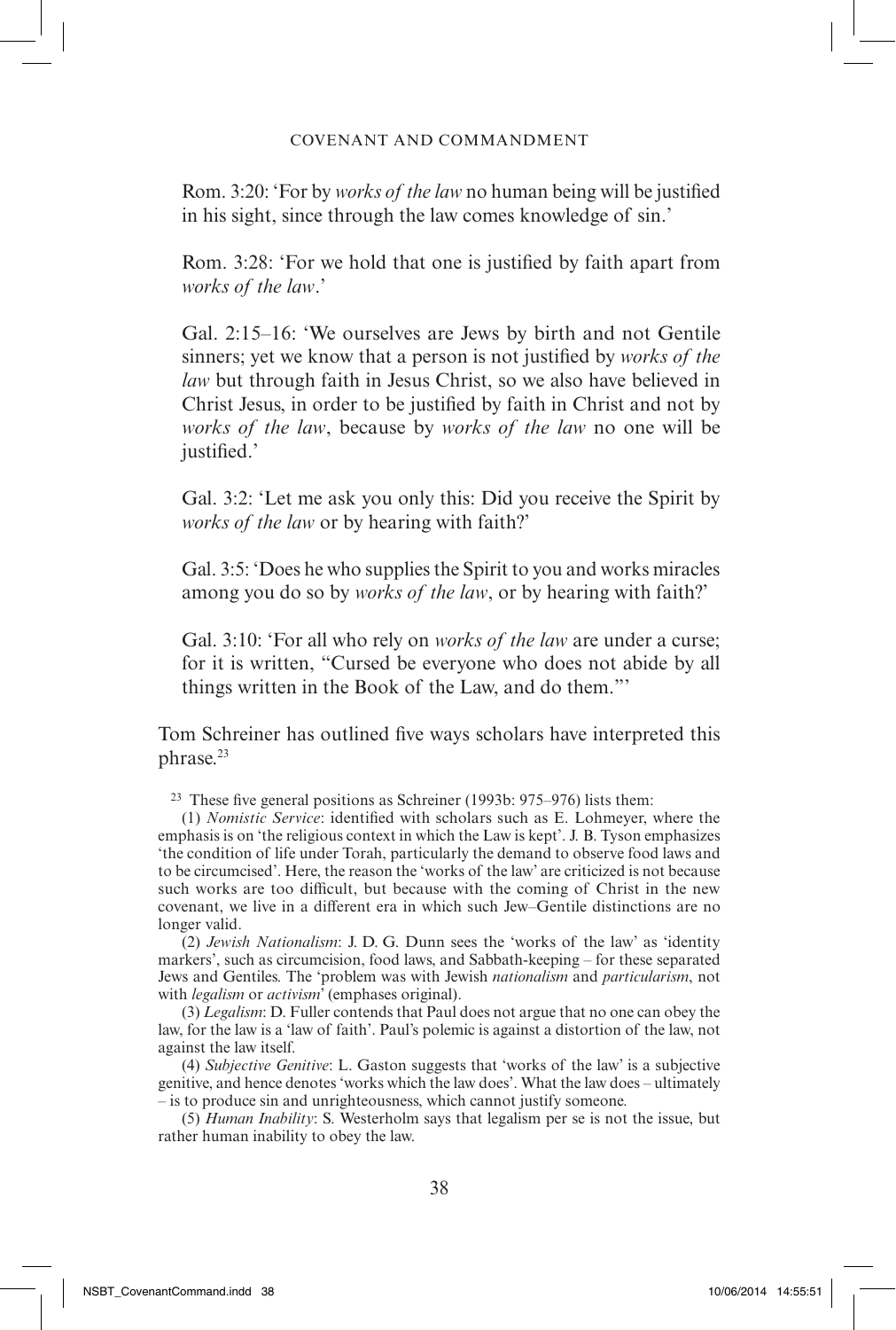Rom. 3:20: 'For by *works of the law* no human being will be justified in his sight, since through the law comes knowledge of sin.'

Rom. 3:28: 'For we hold that one is justified by faith apart from *works of the law*.'

Gal. 2:15–16: 'We ourselves are Jews by birth and not Gentile sinners; yet we know that a person is not justified by *works of the law* but through faith in Jesus Christ, so we also have believed in Christ Jesus, in order to be justified by faith in Christ and not by *works of the law*, because by *works of the law* no one will be justified.'

Gal. 3:2: 'Let me ask you only this: Did you receive the Spirit by *works of the law* or by hearing with faith?'

Gal. 3:5: 'Does he who supplies the Spirit to you and works miracles among you do so by *works of the law*, or by hearing with faith?'

Gal. 3:10: 'For all who rely on *works of the law* are under a curse; for it is written, "Cursed be everyone who does not abide by all things written in the Book of the Law, and do them."'

Tom Schreiner has outlined five ways scholars have interpreted this phrase.[23]

[23] These five general positions as Schreiner (1993b: 975–976) lists them:

(1) *Nomistic Service*: identified with scholars such as E. Lohmeyer, where the emphasis is on 'the religious context in which the Law is kept'. J. B. Tyson emphasizes 'the condition of life under Torah, particularly the demand to observe food laws and to be circumcised'. Here, the reason the 'works of the law' are criticized is not because such works are too difficult, but because with the coming of Christ in the new covenant, we live in a different era in which such Jew–Gentile distinctions are no longer valid.

(2) *Jewish Nationalism*: J. D. G. Dunn sees the 'works of the law' as 'identity markers', such as circumcision, food laws, and Sabbath-keeping – for these separated Jews and Gentiles. The 'problem was with Jewish *nationalism* and *particularism*, not with *legalism* or *activism*' (emphases original).

(3) *Legalism*: D. Fuller contends that Paul does not argue that no one can obey the law, for the law is a 'law of faith'. Paul's polemic is against a distortion of the law, not against the law itself.

(4) *Subjective Genitive*: L. Gaston suggests that 'works of the law' is a subjective genitive, and hence denotes 'works which the law does'. What the law does – ultimately – is to produce sin and unrighteousness, which cannot justify someone.

(5) *Human Inability*: S. Westerholm says that legalism per se is not the issue, but rather human inability to obey the law.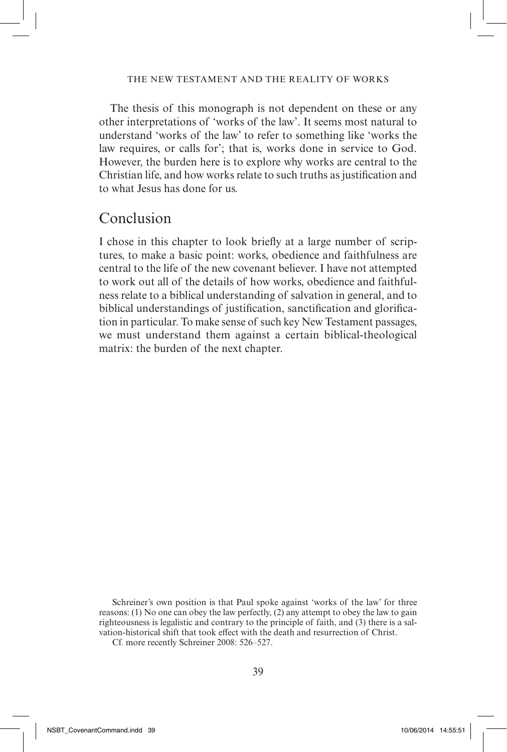The thesis of this monograph is not dependent on these or any other interpretations of 'works of the law'. It seems most natural to understand 'works of the law' to refer to something like 'works the law requires, or calls for'; that is, works done in service to God. However, the burden here is to explore why works are central to the Christian life, and how works relate to such truths as justification and to what Jesus has done for us.

## Conclusion

I chose in this chapter to look briefly at a large number of scriptures, to make a basic point: works, obedience and faithfulness are central to the life of the new covenant believer. I have not attempted to work out all of the details of how works, obedience and faithfulness relate to a biblical understanding of salvation in general, and to biblical understandings of justification, sanctification and glorification in particular. To make sense of such key New Testament passages, we must understand them against a certain biblical-theological matrix: the burden of the next chapter.

Schreiner's own position is that Paul spoke against 'works of the law' for three reasons: (1) No one can obey the law perfectly, (2) any attempt to obey the law to gain righteousness is legalistic and contrary to the principle of faith, and (3) there is a salvation-historical shift that took effect with the death and resurrection of Christ.

Cf. more recently Schreiner 2008: 526–527.